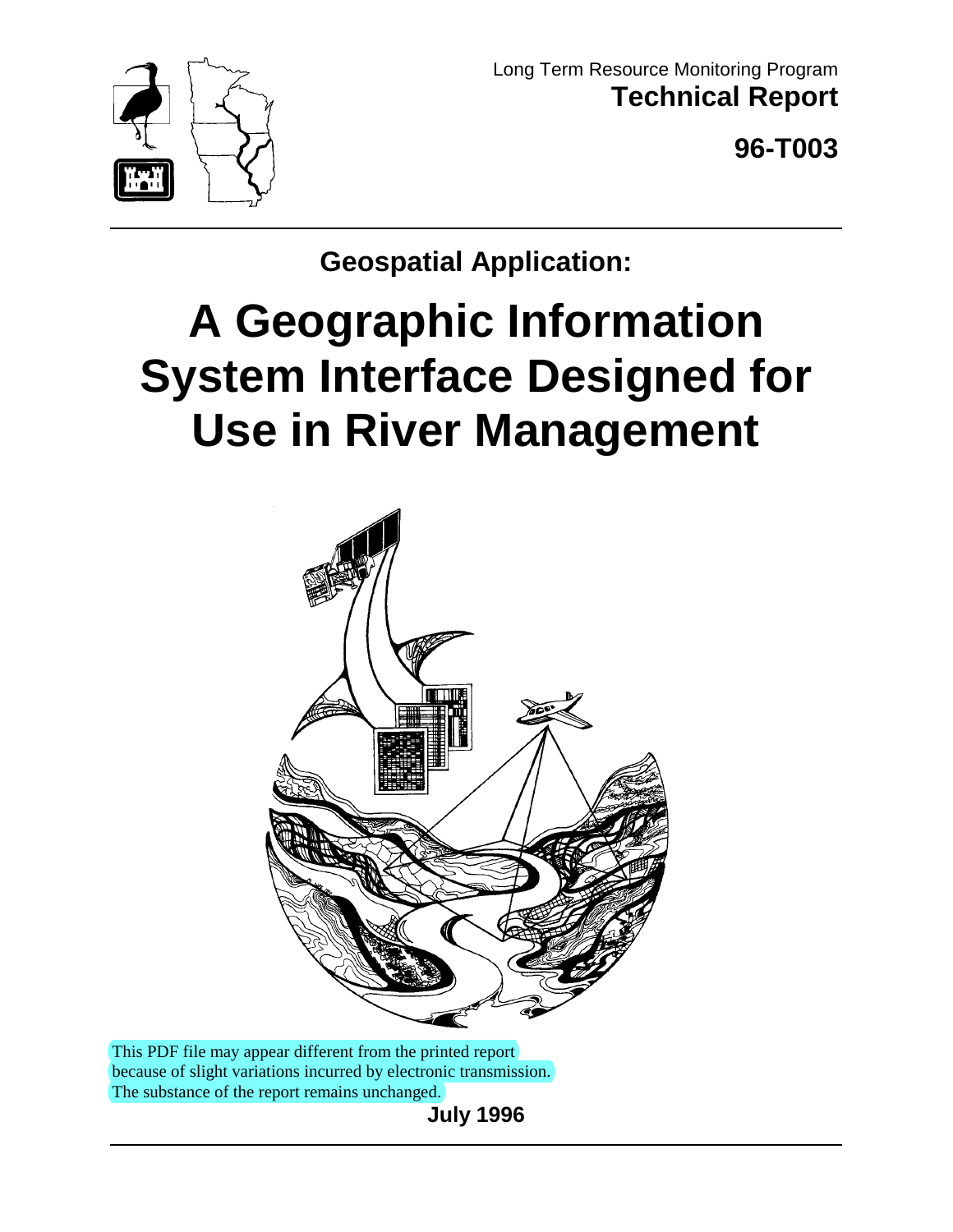Long Term Resource Monitoring Program

**Technical Report**

**96-T003**

## Geospatial Application:

# A Geographic Information System Interface Designed for Use in River Management

This PDF file may appear different from the printed report because of slight variations incurred by electronic transmission. The substance of the report remains unchanged.

**July 1996**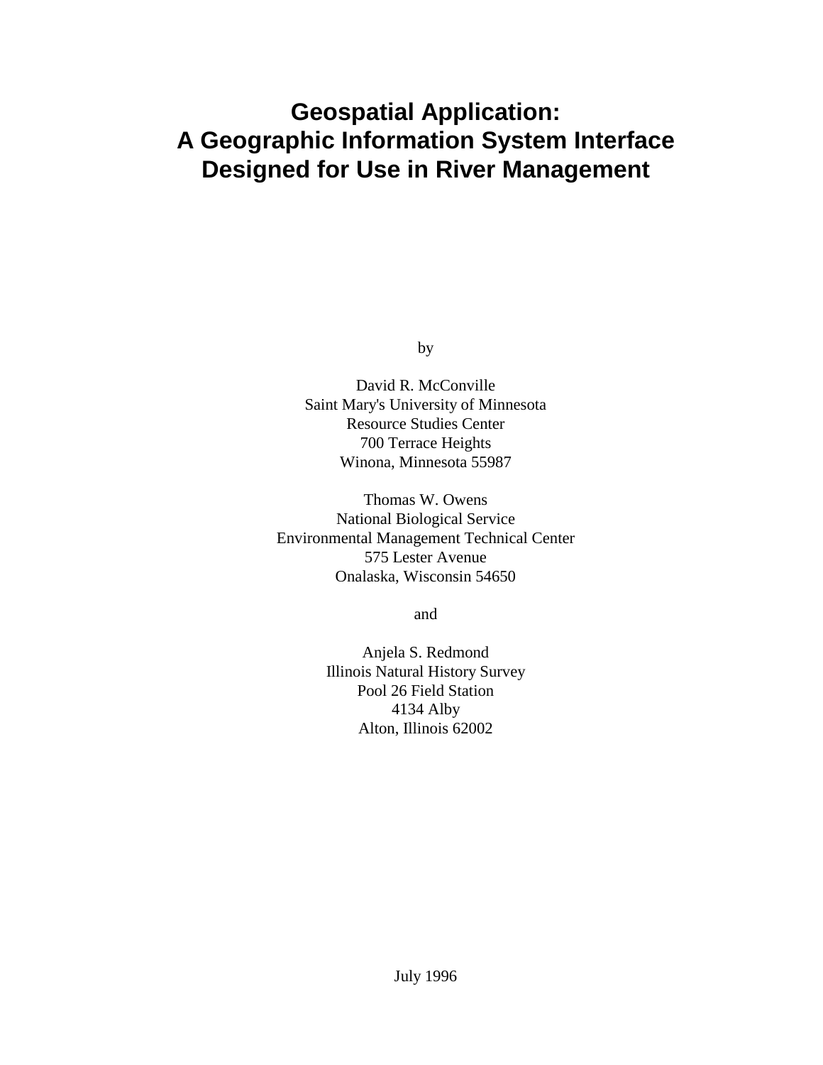# Geospatial Application: A Geographic Information System Interface Designed for Use in River Management

by

David R. McConville
Saint Mary's University of Minnesota
Resource Studies Center
700 Terrace Heights
Winona, Minnesota 55987

Thomas W. Owens
National Biological Service
Environmental Management Technical Center
575 Lester Avenue
Onalaska, Wisconsin 54650

and

Anjela S. Redmond
Illinois Natural History Survey
Pool 26 Field Station
4134 Alby
Alton, Illinois 62002

July 1996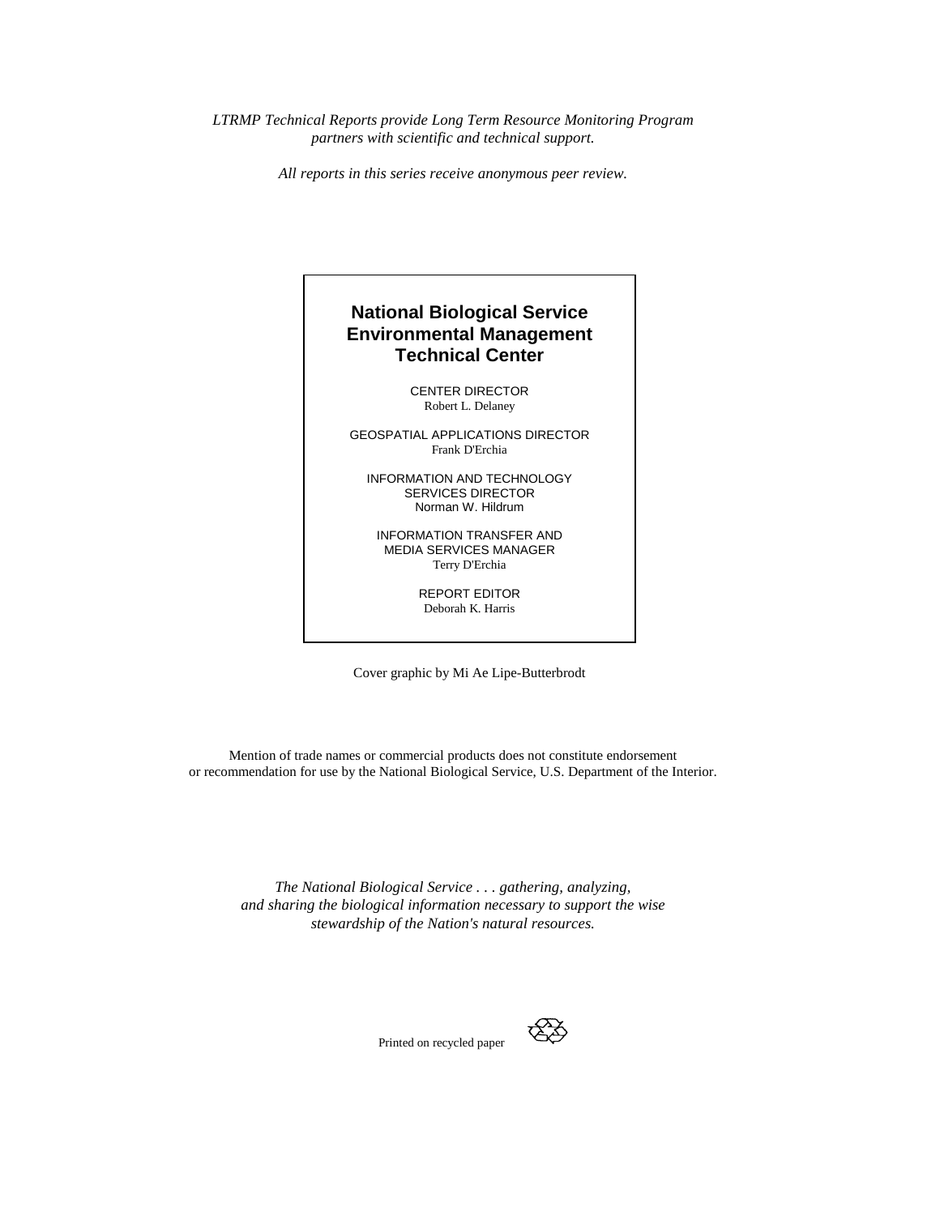*LTRMP Technical Reports provide Long Term Resource Monitoring Program partners with scientific and technical support.*

*All reports in this series receive anonymous peer review.*

## National Biological Service Environmental Management Technical Center

CENTER DIRECTOR
Robert L. Delaney

GEOSPATIAL APPLICATIONS DIRECTOR
Frank D'Erchia

INFORMATION AND TECHNOLOGY SERVICES DIRECTOR
Norman W. Hildrum

INFORMATION TRANSFER AND MEDIA SERVICES MANAGER
Terry D'Erchia

REPORT EDITOR
Deborah K. Harris

Cover graphic by Mi Ae Lipe-Butterbrodt

Mention of trade names or commercial products does not constitute endorsement or recommendation for use by the National Biological Service, U.S. Department of the Interior.

*The National Biological Service . . . gathering, analyzing, and sharing the biological information necessary to support the wise stewardship of the Nation's natural resources.*

Printed on recycled paper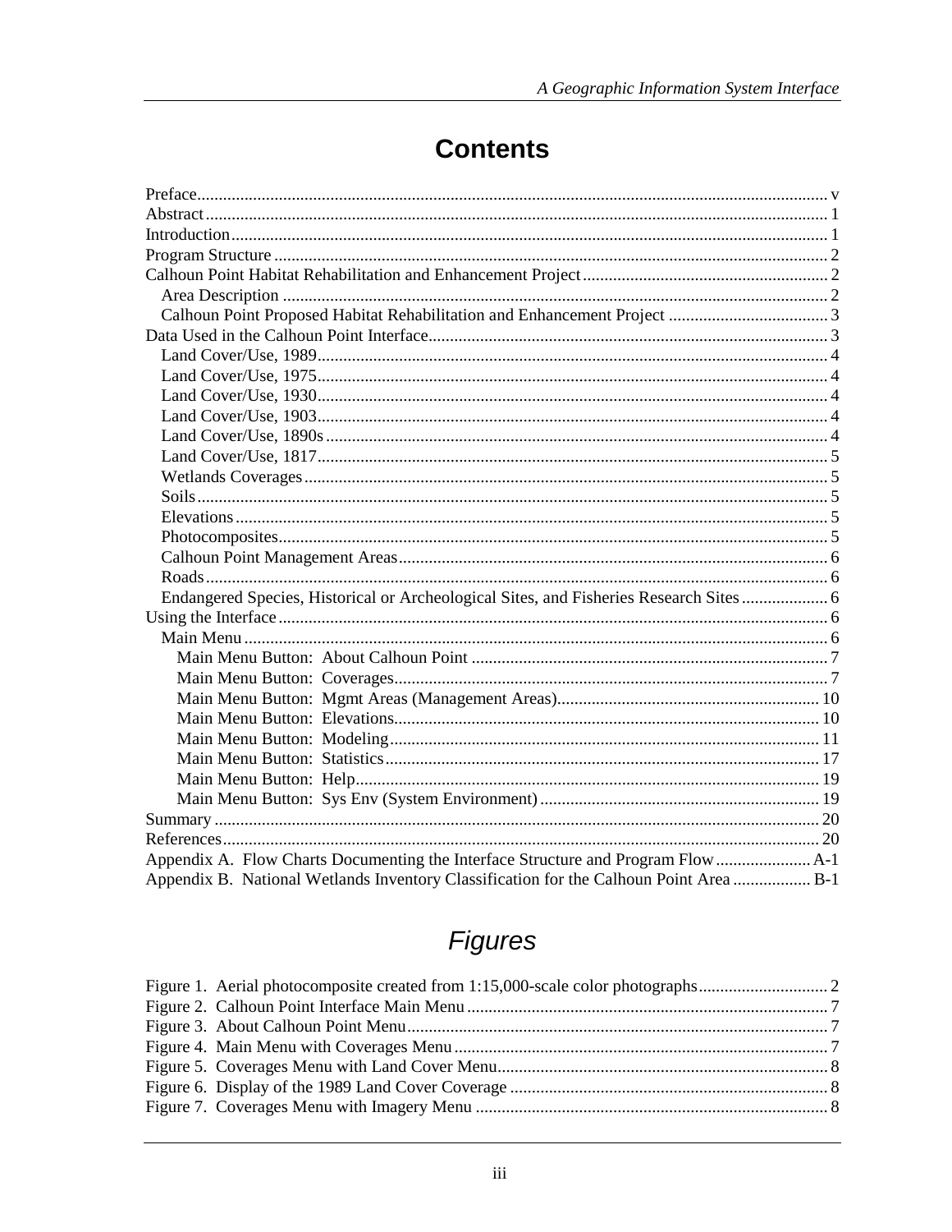# Contents

Preface .................................................................................................................................... v
Abstract .................................................................................................................................. 1
Introduction ............................................................................................................................ 1
Program Structure .................................................................................................................. 2
Calhoun Point Habitat Rehabilitation and Enhancement Project ........................................... 2
  Area Description ................................................................................................................ 2
  Calhoun Point Proposed Habitat Rehabilitation and Enhancement Project ....................... 3
Data Used in the Calhoun Point Interface .............................................................................. 3
  Land Cover/Use, 1989 ........................................................................................................ 4
  Land Cover/Use, 1975 ........................................................................................................ 4
  Land Cover/Use, 1930 ........................................................................................................ 4
  Land Cover/Use, 1903 ........................................................................................................ 4
  Land Cover/Use, 1890s ...................................................................................................... 4
  Land Cover/Use, 1817 ........................................................................................................ 5
  Wetlands Coverages ........................................................................................................... 5
  Soils ................................................................................................................................... 5
  Elevations .......................................................................................................................... 5
  Photocomposites ................................................................................................................ 5
  Calhoun Point Management Areas ..................................................................................... 6
  Roads ................................................................................................................................. 6
  Endangered Species, Historical or Archeological Sites, and Fisheries Research Sites ...... 6
Using the Interface ................................................................................................................. 6
  Main Menu ......................................................................................................................... 6
    Main Menu Button: About Calhoun Point ...................................................................... 7
    Main Menu Button: Coverages ....................................................................................... 7
    Main Menu Button: Mgmt Areas (Management Areas) ................................................ 10
    Main Menu Button: Elevations ..................................................................................... 10
    Main Menu Button: Modeling ....................................................................................... 11
    Main Menu Button: Statistics ........................................................................................ 17
    Main Menu Button: Help ............................................................................................... 19
    Main Menu Button: Sys Env (System Environment) .................................................... 19
Summary .............................................................................................................................. 20
References ............................................................................................................................ 20
Appendix A. Flow Charts Documenting the Interface Structure and Program Flow ........ A-1
Appendix B. National Wetlands Inventory Classification for the Calhoun Point Area ..... B-1

# *Figures*

Figure 1. Aerial photocomposite created from 1:15,000-scale color photographs ................ 2
Figure 2. Calhoun Point Interface Main Menu ....................................................................... 7
Figure 3. About Calhoun Point Menu .................................................................................... 7
Figure 4. Main Menu with Coverages Menu ......................................................................... 7
Figure 5. Coverages Menu with Land Cover Menu ............................................................... 8
Figure 6. Display of the 1989 Land Cover Coverage ............................................................ 8
Figure 7. Coverages Menu with Imagery Menu .................................................................... 8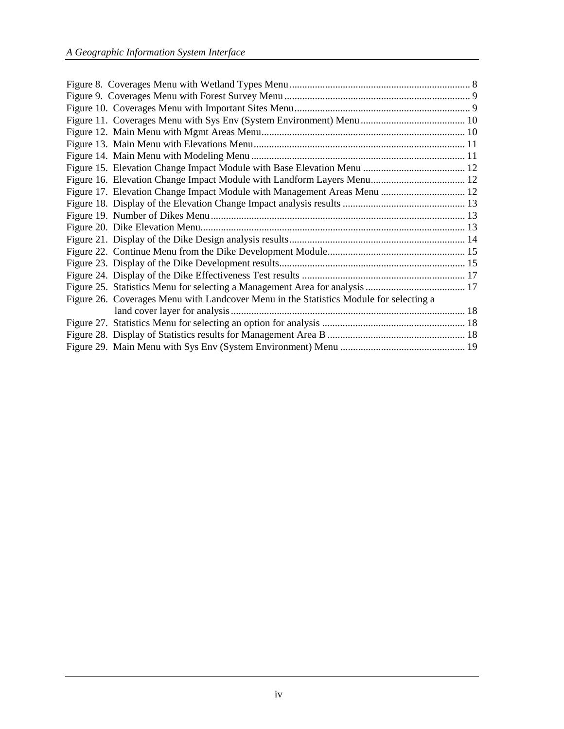Figure 8. Coverages Menu with Wetland Types Menu ... 8
Figure 9. Coverages Menu with Forest Survey Menu ... 9
Figure 10. Coverages Menu with Important Sites Menu ... 9
Figure 11. Coverages Menu with Sys Env (System Environment) Menu ... 10
Figure 12. Main Menu with Mgmt Areas Menu ... 10
Figure 13. Main Menu with Elevations Menu ... 11
Figure 14. Main Menu with Modeling Menu ... 11
Figure 15. Elevation Change Impact Module with Base Elevation Menu ... 12
Figure 16. Elevation Change Impact Module with Landform Layers Menu ... 12
Figure 17. Elevation Change Impact Module with Management Areas Menu ... 12
Figure 18. Display of the Elevation Change Impact analysis results ... 13
Figure 19. Number of Dikes Menu ... 13
Figure 20. Dike Elevation Menu ... 13
Figure 21. Display of the Dike Design analysis results ... 14
Figure 22. Continue Menu from the Dike Development Module ... 15
Figure 23. Display of the Dike Development results ... 15
Figure 24. Display of the Dike Effectiveness Test results ... 17
Figure 25. Statistics Menu for selecting a Management Area for analysis ... 17
Figure 26. Coverages Menu with Landcover Menu in the Statistics Module for selecting a land cover layer for analysis ... 18
Figure 27. Statistics Menu for selecting an option for analysis ... 18
Figure 28. Display of Statistics results for Management Area B ... 18
Figure 29. Main Menu with Sys Env (System Environment) Menu ... 19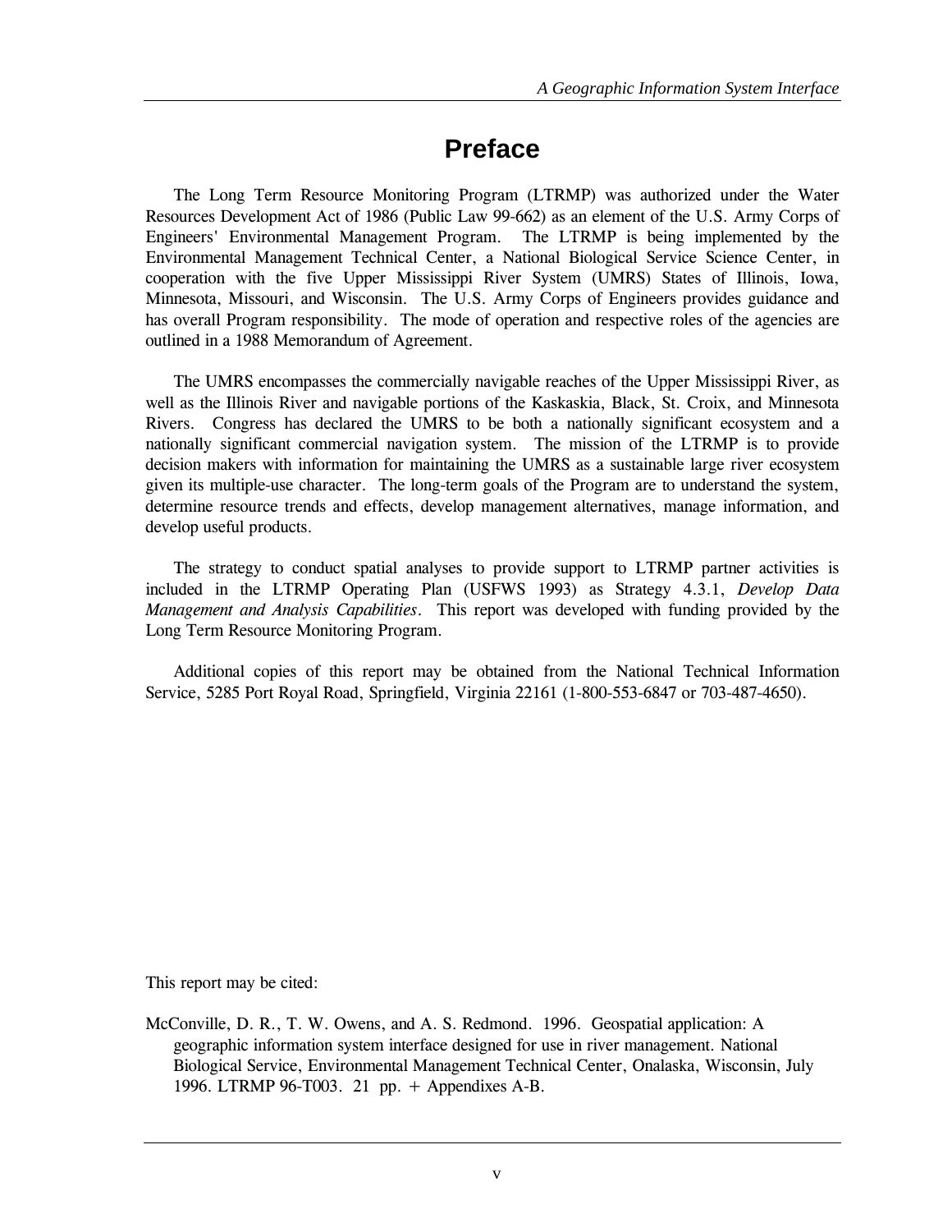# Preface

The Long Term Resource Monitoring Program (LTRMP) was authorized under the Water Resources Development Act of 1986 (Public Law 99-662) as an element of the U.S. Army Corps of Engineers' Environmental Management Program. The LTRMP is being implemented by the Environmental Management Technical Center, a National Biological Service Science Center, in cooperation with the five Upper Mississippi River System (UMRS) States of Illinois, Iowa, Minnesota, Missouri, and Wisconsin. The U.S. Army Corps of Engineers provides guidance and has overall Program responsibility. The mode of operation and respective roles of the agencies are outlined in a 1988 Memorandum of Agreement.

The UMRS encompasses the commercially navigable reaches of the Upper Mississippi River, as well as the Illinois River and navigable portions of the Kaskaskia, Black, St. Croix, and Minnesota Rivers. Congress has declared the UMRS to be both a nationally significant ecosystem and a nationally significant commercial navigation system. The mission of the LTRMP is to provide decision makers with information for maintaining the UMRS as a sustainable large river ecosystem given its multiple-use character. The long-term goals of the Program are to understand the system, determine resource trends and effects, develop management alternatives, manage information, and develop useful products.

The strategy to conduct spatial analyses to provide support to LTRMP partner activities is included in the LTRMP Operating Plan (USFWS 1993) as Strategy 4.3.1, *Develop Data Management and Analysis Capabilities*. This report was developed with funding provided by the Long Term Resource Monitoring Program.

Additional copies of this report may be obtained from the National Technical Information Service, 5285 Port Royal Road, Springfield, Virginia 22161 (1-800-553-6847 or 703-487-4650).

This report may be cited:

McConville, D. R., T. W. Owens, and A. S. Redmond. 1996. Geospatial application: A geographic information system interface designed for use in river management. National Biological Service, Environmental Management Technical Center, Onalaska, Wisconsin, July 1996. LTRMP 96-T003. 21 pp. + Appendixes A-B.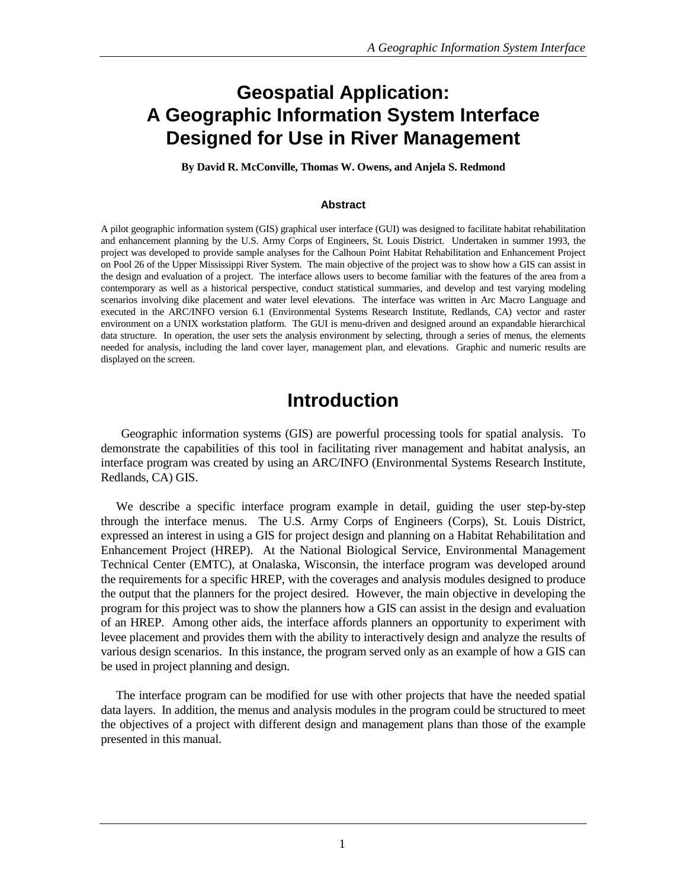# Geospatial Application: A Geographic Information System Interface Designed for Use in River Management

**By David R. McConville, Thomas W. Owens, and Anjela S. Redmond**

### Abstract

A pilot geographic information system (GIS) graphical user interface (GUI) was designed to facilitate habitat rehabilitation and enhancement planning by the U.S. Army Corps of Engineers, St. Louis District. Undertaken in summer 1993, the project was developed to provide sample analyses for the Calhoun Point Habitat Rehabilitation and Enhancement Project on Pool 26 of the Upper Mississippi River System. The main objective of the project was to show how a GIS can assist in the design and evaluation of a project. The interface allows users to become familiar with the features of the area from a contemporary as well as a historical perspective, conduct statistical summaries, and develop and test varying modeling scenarios involving dike placement and water level elevations. The interface was written in Arc Macro Language and executed in the ARC/INFO version 6.1 (Environmental Systems Research Institute, Redlands, CA) vector and raster environment on a UNIX workstation platform. The GUI is menu-driven and designed around an expandable hierarchical data structure. In operation, the user sets the analysis environment by selecting, through a series of menus, the elements needed for analysis, including the land cover layer, management plan, and elevations. Graphic and numeric results are displayed on the screen.

## Introduction

Geographic information systems (GIS) are powerful processing tools for spatial analysis. To demonstrate the capabilities of this tool in facilitating river management and habitat analysis, an interface program was created by using an ARC/INFO (Environmental Systems Research Institute, Redlands, CA) GIS.

We describe a specific interface program example in detail, guiding the user step-by-step through the interface menus. The U.S. Army Corps of Engineers (Corps), St. Louis District, expressed an interest in using a GIS for project design and planning on a Habitat Rehabilitation and Enhancement Project (HREP). At the National Biological Service, Environmental Management Technical Center (EMTC), at Onalaska, Wisconsin, the interface program was developed around the requirements for a specific HREP, with the coverages and analysis modules designed to produce the output that the planners for the project desired. However, the main objective in developing the program for this project was to show the planners how a GIS can assist in the design and evaluation of an HREP. Among other aids, the interface affords planners an opportunity to experiment with levee placement and provides them with the ability to interactively design and analyze the results of various design scenarios. In this instance, the program served only as an example of how a GIS can be used in project planning and design.

The interface program can be modified for use with other projects that have the needed spatial data layers. In addition, the menus and analysis modules in the program could be structured to meet the objectives of a project with different design and management plans than those of the example presented in this manual.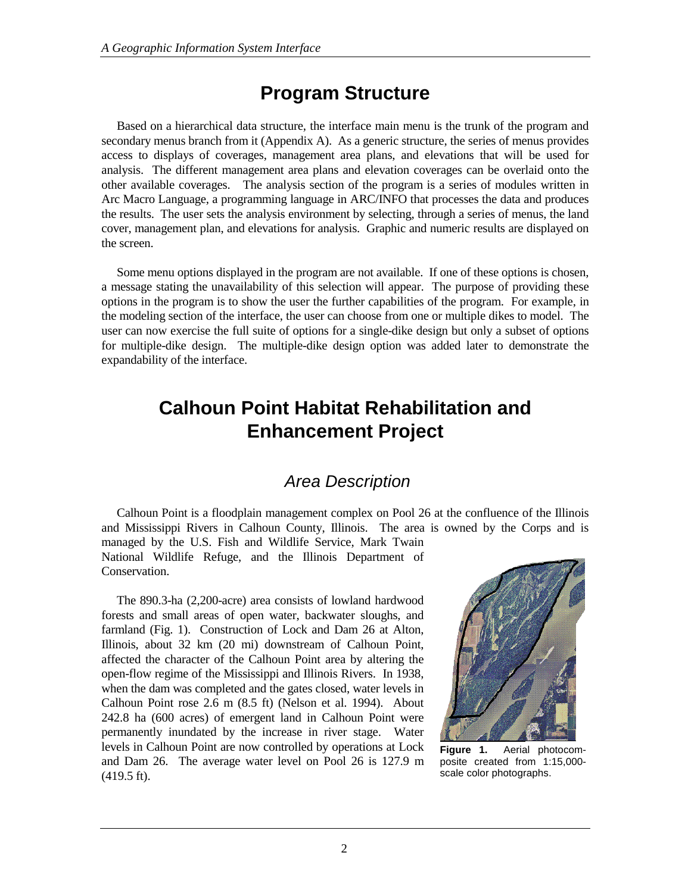# Program Structure

Based on a hierarchical data structure, the interface main menu is the trunk of the program and secondary menus branch from it (Appendix A). As a generic structure, the series of menus provides access to displays of coverages, management area plans, and elevations that will be used for analysis. The different management area plans and elevation coverages can be overlaid onto the other available coverages. The analysis section of the program is a series of modules written in Arc Macro Language, a programming language in ARC/INFO that processes the data and produces the results. The user sets the analysis environment by selecting, through a series of menus, the land cover, management plan, and elevations for analysis. Graphic and numeric results are displayed on the screen.

Some menu options displayed in the program are not available. If one of these options is chosen, a message stating the unavailability of this selection will appear. The purpose of providing these options in the program is to show the user the further capabilities of the program. For example, in the modeling section of the interface, the user can choose from one or multiple dikes to model. The user can now exercise the full suite of options for a single-dike design but only a subset of options for multiple-dike design. The multiple-dike design option was added later to demonstrate the expandability of the interface.

# Calhoun Point Habitat Rehabilitation and Enhancement Project

## *Area Description*

Calhoun Point is a floodplain management complex on Pool 26 at the confluence of the Illinois and Mississippi Rivers in Calhoun County, Illinois. The area is owned by the Corps and is managed by the U.S. Fish and Wildlife Service, Mark Twain National Wildlife Refuge, and the Illinois Department of Conservation.

The 890.3-ha (2,200-acre) area consists of lowland hardwood forests and small areas of open water, backwater sloughs, and farmland (Fig. 1). Construction of Lock and Dam 26 at Alton, Illinois, about 32 km (20 mi) downstream of Calhoun Point, affected the character of the Calhoun Point area by altering the open-flow regime of the Mississippi and Illinois Rivers. In 1938, when the dam was completed and the gates closed, water levels in Calhoun Point rose 2.6 m (8.5 ft) (Nelson et al. 1994). About 242.8 ha (600 acres) of emergent land in Calhoun Point were permanently inundated by the increase in river stage. Water levels in Calhoun Point are now controlled by operations at Lock and Dam 26. The average water level on Pool 26 is 127.9 m (419.5 ft).

**Figure 1.** Aerial photocomposite created from 1:15,000-scale color photographs.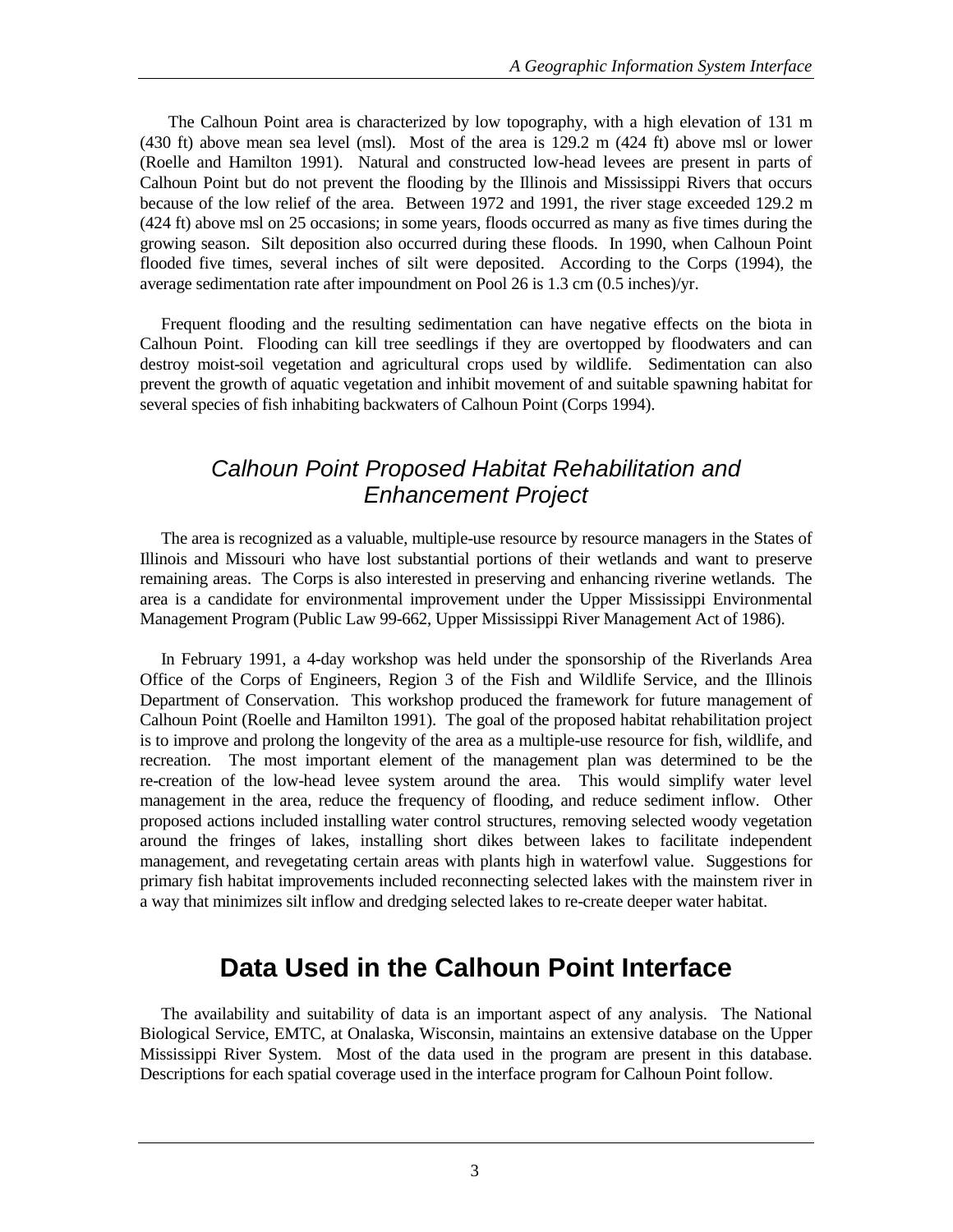The Calhoun Point area is characterized by low topography, with a high elevation of 131 m (430 ft) above mean sea level (msl). Most of the area is 129.2 m (424 ft) above msl or lower (Roelle and Hamilton 1991). Natural and constructed low-head levees are present in parts of Calhoun Point but do not prevent the flooding by the Illinois and Mississippi Rivers that occurs because of the low relief of the area. Between 1972 and 1991, the river stage exceeded 129.2 m (424 ft) above msl on 25 occasions; in some years, floods occurred as many as five times during the growing season. Silt deposition also occurred during these floods. In 1990, when Calhoun Point flooded five times, several inches of silt were deposited. According to the Corps (1994), the average sedimentation rate after impoundment on Pool 26 is 1.3 cm (0.5 inches)/yr.

Frequent flooding and the resulting sedimentation can have negative effects on the biota in Calhoun Point. Flooding can kill tree seedlings if they are overtopped by floodwaters and can destroy moist-soil vegetation and agricultural crops used by wildlife. Sedimentation can also prevent the growth of aquatic vegetation and inhibit movement of and suitable spawning habitat for several species of fish inhabiting backwaters of Calhoun Point (Corps 1994).

### *Calhoun Point Proposed Habitat Rehabilitation and Enhancement Project*

The area is recognized as a valuable, multiple-use resource by resource managers in the States of Illinois and Missouri who have lost substantial portions of their wetlands and want to preserve remaining areas. The Corps is also interested in preserving and enhancing riverine wetlands. The area is a candidate for environmental improvement under the Upper Mississippi Environmental Management Program (Public Law 99-662, Upper Mississippi River Management Act of 1986).

In February 1991, a 4-day workshop was held under the sponsorship of the Riverlands Area Office of the Corps of Engineers, Region 3 of the Fish and Wildlife Service, and the Illinois Department of Conservation. This workshop produced the framework for future management of Calhoun Point (Roelle and Hamilton 1991). The goal of the proposed habitat rehabilitation project is to improve and prolong the longevity of the area as a multiple-use resource for fish, wildlife, and recreation. The most important element of the management plan was determined to be the re-creation of the low-head levee system around the area. This would simplify water level management in the area, reduce the frequency of flooding, and reduce sediment inflow. Other proposed actions included installing water control structures, removing selected woody vegetation around the fringes of lakes, installing short dikes between lakes to facilitate independent management, and revegetating certain areas with plants high in waterfowl value. Suggestions for primary fish habitat improvements included reconnecting selected lakes with the mainstem river in a way that minimizes silt inflow and dredging selected lakes to re-create deeper water habitat.

## Data Used in the Calhoun Point Interface

The availability and suitability of data is an important aspect of any analysis. The National Biological Service, EMTC, at Onalaska, Wisconsin, maintains an extensive database on the Upper Mississippi River System. Most of the data used in the program are present in this database. Descriptions for each spatial coverage used in the interface program for Calhoun Point follow.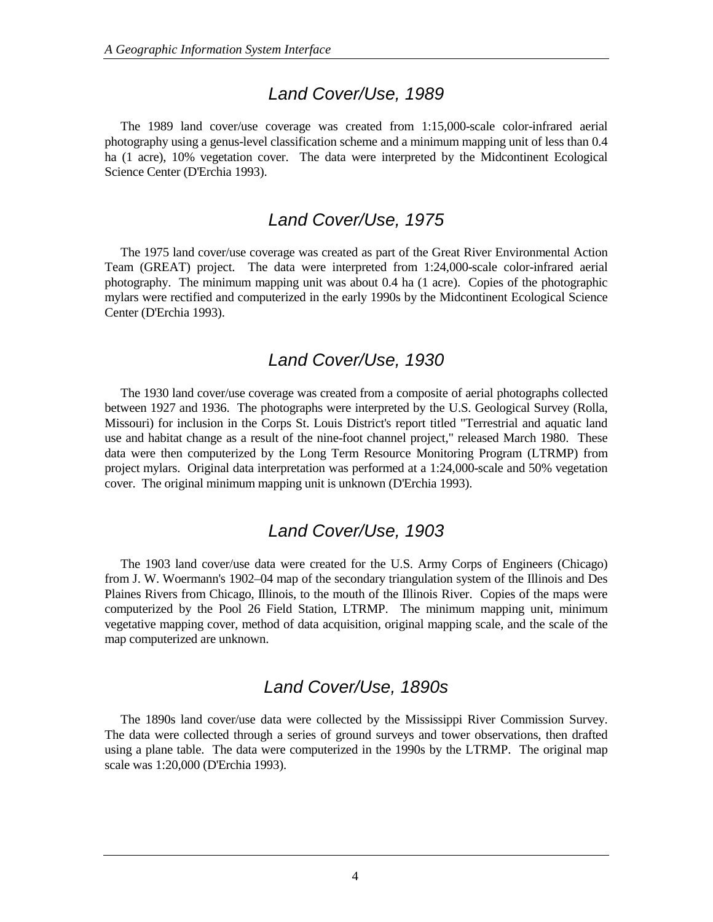## Land Cover/Use, 1989

The 1989 land cover/use coverage was created from 1:15,000-scale color-infrared aerial photography using a genus-level classification scheme and a minimum mapping unit of less than 0.4 ha (1 acre), 10% vegetation cover. The data were interpreted by the Midcontinent Ecological Science Center (D'Erchia 1993).

## Land Cover/Use, 1975

The 1975 land cover/use coverage was created as part of the Great River Environmental Action Team (GREAT) project. The data were interpreted from 1:24,000-scale color-infrared aerial photography. The minimum mapping unit was about 0.4 ha (1 acre). Copies of the photographic mylars were rectified and computerized in the early 1990s by the Midcontinent Ecological Science Center (D'Erchia 1993).

## Land Cover/Use, 1930

The 1930 land cover/use coverage was created from a composite of aerial photographs collected between 1927 and 1936. The photographs were interpreted by the U.S. Geological Survey (Rolla, Missouri) for inclusion in the Corps St. Louis District's report titled "Terrestrial and aquatic land use and habitat change as a result of the nine-foot channel project," released March 1980. These data were then computerized by the Long Term Resource Monitoring Program (LTRMP) from project mylars. Original data interpretation was performed at a 1:24,000-scale and 50% vegetation cover. The original minimum mapping unit is unknown (D'Erchia 1993).

## Land Cover/Use, 1903

The 1903 land cover/use data were created for the U.S. Army Corps of Engineers (Chicago) from J. W. Woermann's 1902–04 map of the secondary triangulation system of the Illinois and Des Plaines Rivers from Chicago, Illinois, to the mouth of the Illinois River. Copies of the maps were computerized by the Pool 26 Field Station, LTRMP. The minimum mapping unit, minimum vegetative mapping cover, method of data acquisition, original mapping scale, and the scale of the map computerized are unknown.

## Land Cover/Use, 1890s

The 1890s land cover/use data were collected by the Mississippi River Commission Survey. The data were collected through a series of ground surveys and tower observations, then drafted using a plane table. The data were computerized in the 1990s by the LTRMP. The original map scale was 1:20,000 (D'Erchia 1993).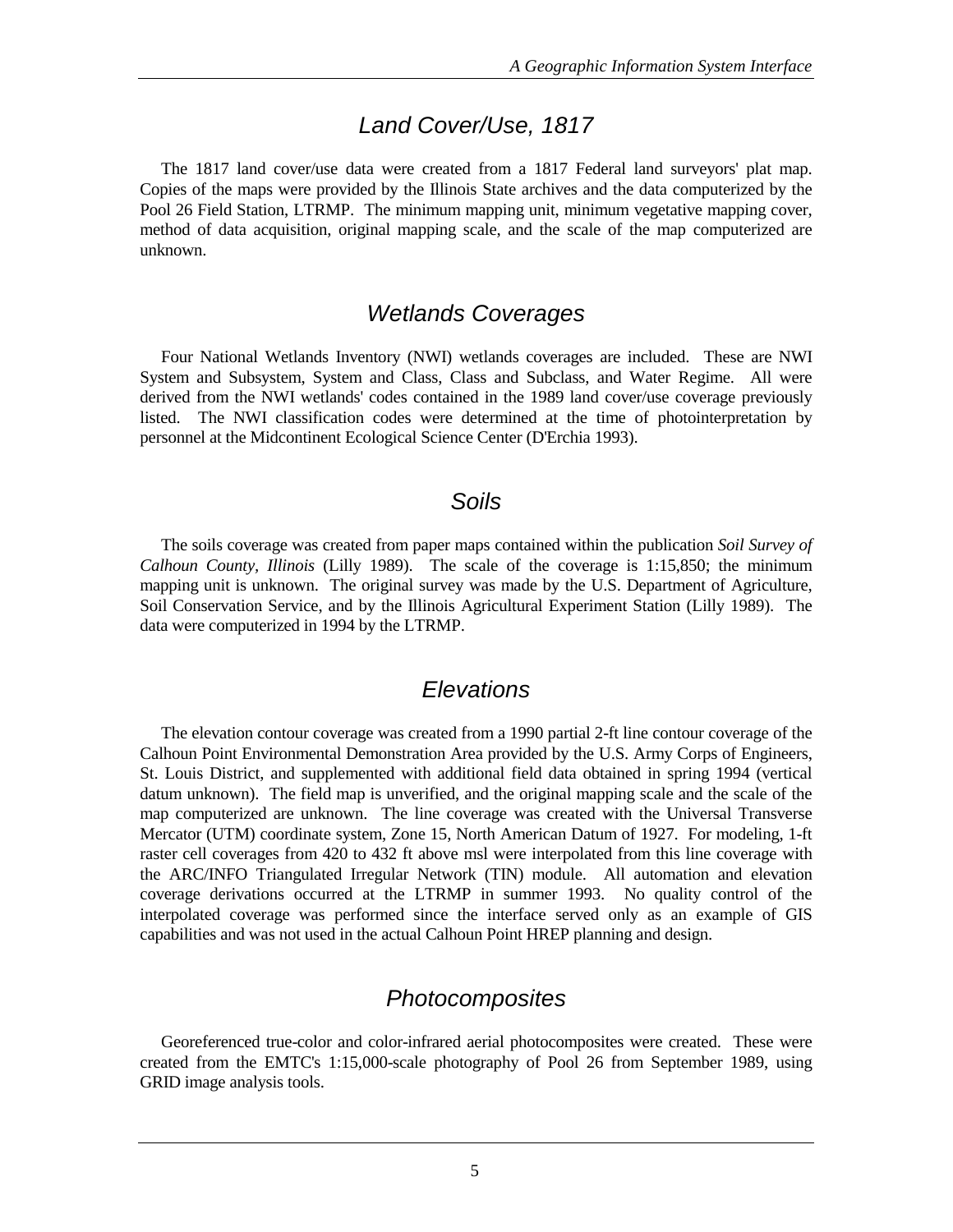## *Land Cover/Use, 1817*

The 1817 land cover/use data were created from a 1817 Federal land surveyors' plat map. Copies of the maps were provided by the Illinois State archives and the data computerized by the Pool 26 Field Station, LTRMP. The minimum mapping unit, minimum vegetative mapping cover, method of data acquisition, original mapping scale, and the scale of the map computerized are unknown.

## *Wetlands Coverages*

Four National Wetlands Inventory (NWI) wetlands coverages are included. These are NWI System and Subsystem, System and Class, Class and Subclass, and Water Regime. All were derived from the NWI wetlands' codes contained in the 1989 land cover/use coverage previously listed. The NWI classification codes were determined at the time of photointerpretation by personnel at the Midcontinent Ecological Science Center (D'Erchia 1993).

## *Soils*

The soils coverage was created from paper maps contained within the publication *Soil Survey of Calhoun County, Illinois* (Lilly 1989). The scale of the coverage is 1:15,850; the minimum mapping unit is unknown. The original survey was made by the U.S. Department of Agriculture, Soil Conservation Service, and by the Illinois Agricultural Experiment Station (Lilly 1989). The data were computerized in 1994 by the LTRMP.

## *Elevations*

The elevation contour coverage was created from a 1990 partial 2-ft line contour coverage of the Calhoun Point Environmental Demonstration Area provided by the U.S. Army Corps of Engineers, St. Louis District, and supplemented with additional field data obtained in spring 1994 (vertical datum unknown). The field map is unverified, and the original mapping scale and the scale of the map computerized are unknown. The line coverage was created with the Universal Transverse Mercator (UTM) coordinate system, Zone 15, North American Datum of 1927. For modeling, 1-ft raster cell coverages from 420 to 432 ft above msl were interpolated from this line coverage with the ARC/INFO Triangulated Irregular Network (TIN) module. All automation and elevation coverage derivations occurred at the LTRMP in summer 1993. No quality control of the interpolated coverage was performed since the interface served only as an example of GIS capabilities and was not used in the actual Calhoun Point HREP planning and design.

## *Photocomposites*

Georeferenced true-color and color-infrared aerial photocomposites were created. These were created from the EMTC's 1:15,000-scale photography of Pool 26 from September 1989, using GRID image analysis tools.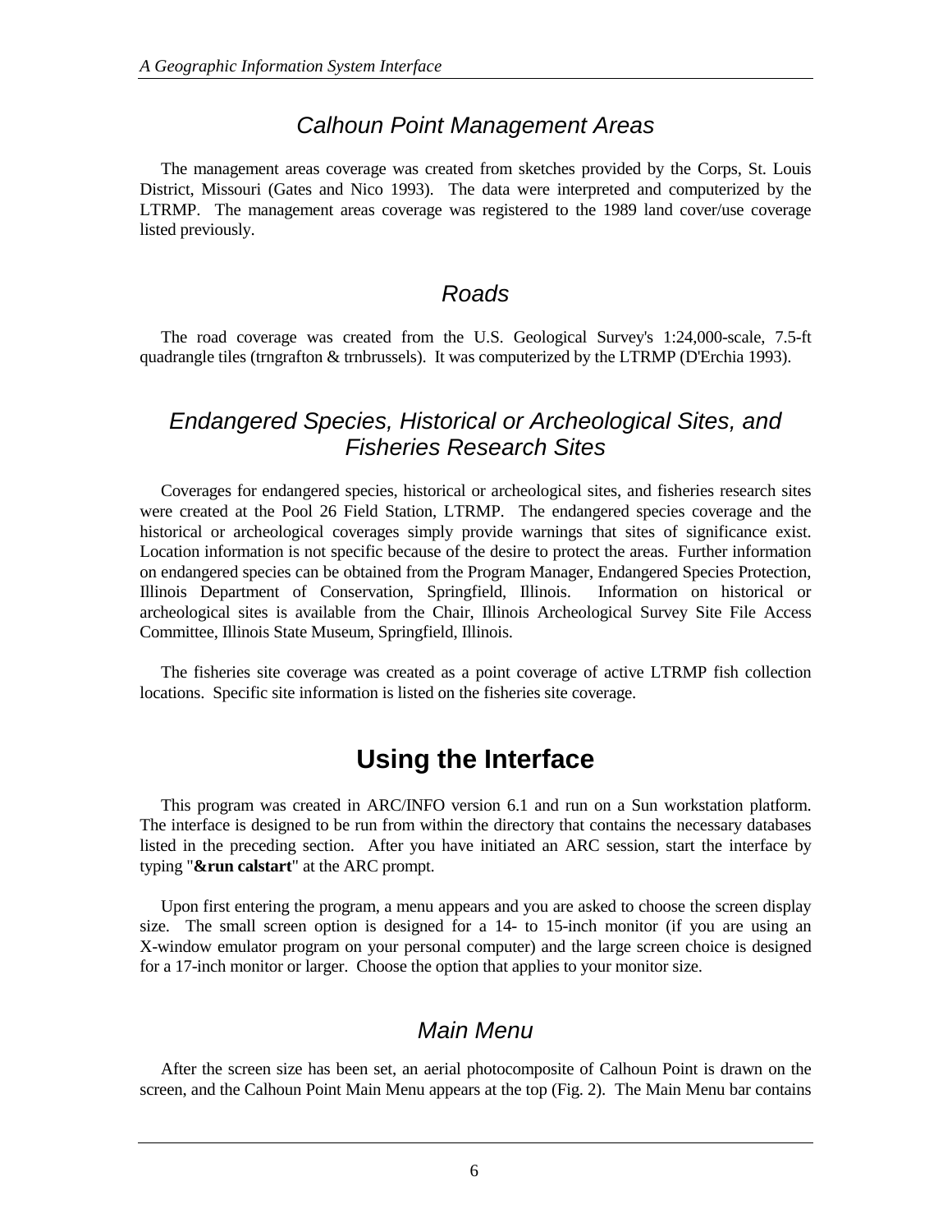## *Calhoun Point Management Areas*

The management areas coverage was created from sketches provided by the Corps, St. Louis District, Missouri (Gates and Nico 1993). The data were interpreted and computerized by the LTRMP. The management areas coverage was registered to the 1989 land cover/use coverage listed previously.

## *Roads*

The road coverage was created from the U.S. Geological Survey's 1:24,000-scale, 7.5-ft quadrangle tiles (trngrafton & trnbrussels). It was computerized by the LTRMP (D'Erchia 1993).

## *Endangered Species, Historical or Archeological Sites, and Fisheries Research Sites*

Coverages for endangered species, historical or archeological sites, and fisheries research sites were created at the Pool 26 Field Station, LTRMP. The endangered species coverage and the historical or archeological coverages simply provide warnings that sites of significance exist. Location information is not specific because of the desire to protect the areas. Further information on endangered species can be obtained from the Program Manager, Endangered Species Protection, Illinois Department of Conservation, Springfield, Illinois. Information on historical or archeological sites is available from the Chair, Illinois Archeological Survey Site File Access Committee, Illinois State Museum, Springfield, Illinois.

The fisheries site coverage was created as a point coverage of active LTRMP fish collection locations. Specific site information is listed on the fisheries site coverage.

# Using the Interface

This program was created in ARC/INFO version 6.1 and run on a Sun workstation platform. The interface is designed to be run from within the directory that contains the necessary databases listed in the preceding section. After you have initiated an ARC session, start the interface by typing "**&run calstart**" at the ARC prompt.

Upon first entering the program, a menu appears and you are asked to choose the screen display size. The small screen option is designed for a 14- to 15-inch monitor (if you are using an X-window emulator program on your personal computer) and the large screen choice is designed for a 17-inch monitor or larger. Choose the option that applies to your monitor size.

## *Main Menu*

After the screen size has been set, an aerial photocomposite of Calhoun Point is drawn on the screen, and the Calhoun Point Main Menu appears at the top (Fig. 2). The Main Menu bar contains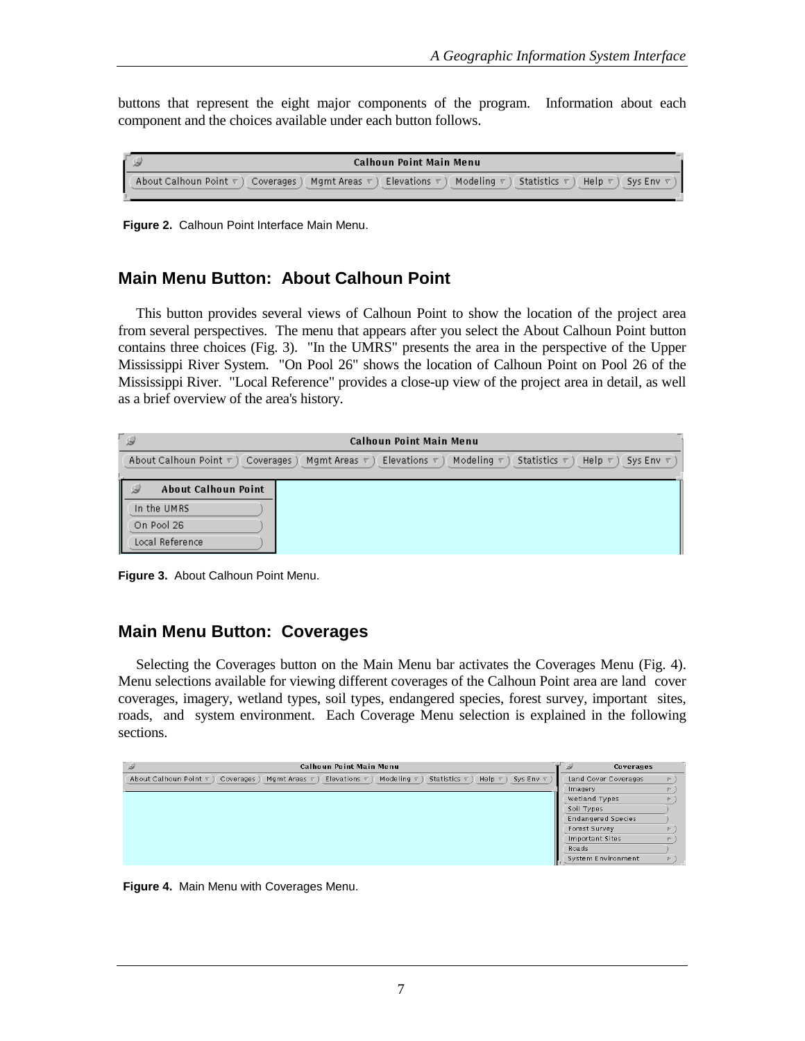buttons that represent the eight major components of the program. Information about each component and the choices available under each button follows.

Figure 2. Calhoun Point Interface Main Menu.

## Main Menu Button: About Calhoun Point

This button provides several views of Calhoun Point to show the location of the project area from several perspectives. The menu that appears after you select the About Calhoun Point button contains three choices (Fig. 3). "In the UMRS" presents the area in the perspective of the Upper Mississippi River System. "On Pool 26" shows the location of Calhoun Point on Pool 26 of the Mississippi River. "Local Reference" provides a close-up view of the project area in detail, as well as a brief overview of the area's history.

Figure 3. About Calhoun Point Menu.

## Main Menu Button: Coverages

Selecting the Coverages button on the Main Menu bar activates the Coverages Menu (Fig. 4). Menu selections available for viewing different coverages of the Calhoun Point area are land cover coverages, imagery, wetland types, soil types, endangered species, forest survey, important sites, roads, and system environment. Each Coverage Menu selection is explained in the following sections.

Figure 4. Main Menu with Coverages Menu.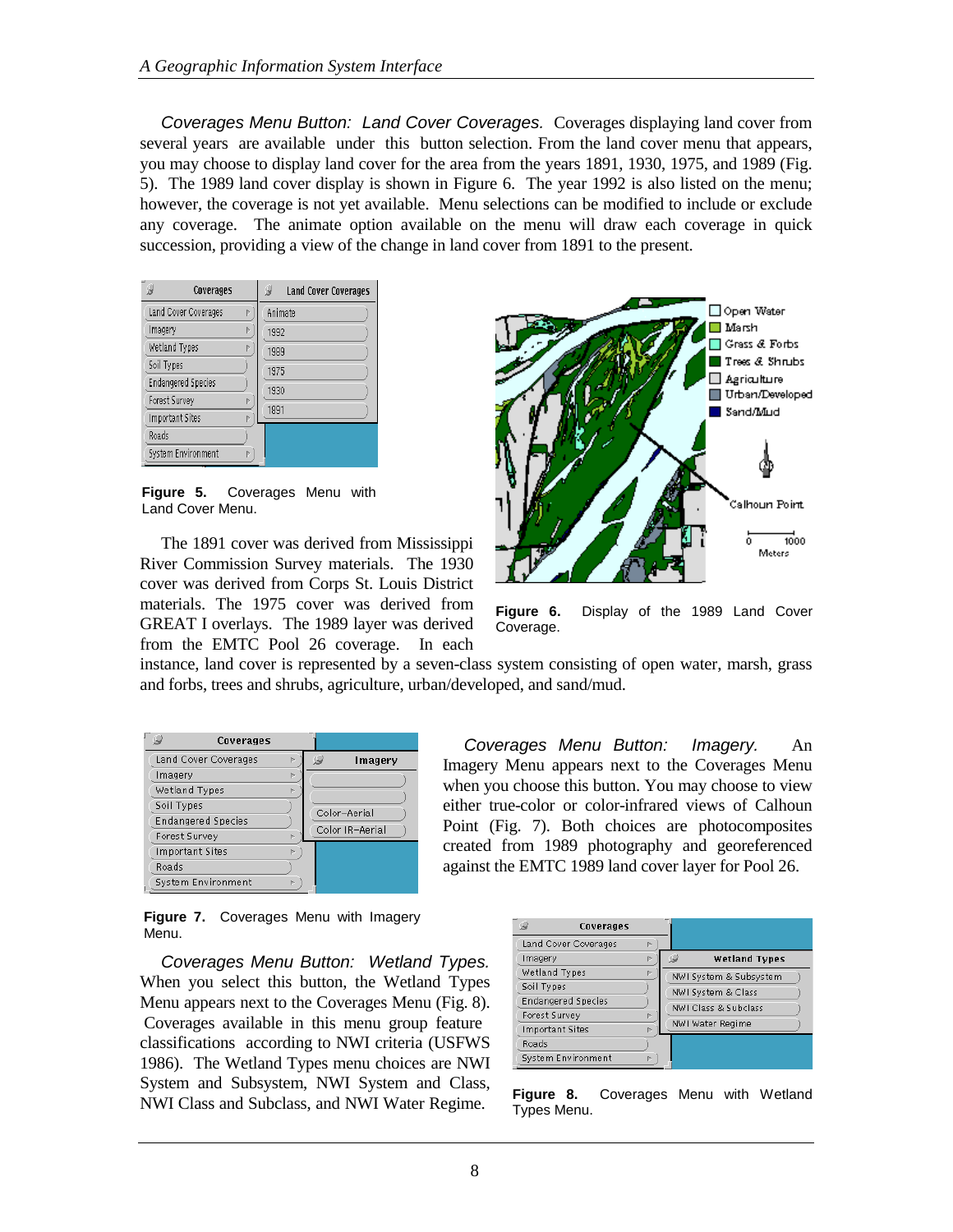*Coverages Menu Button: Land Cover Coverages.* Coverages displaying land cover from several years are available under this button selection. From the land cover menu that appears, you may choose to display land cover for the area from the years 1891, 1930, 1975, and 1989 (Fig. 5). The 1989 land cover display is shown in Figure 6. The year 1992 is also listed on the menu; however, the coverage is not yet available. Menu selections can be modified to include or exclude any coverage. The animate option available on the menu will draw each coverage in quick succession, providing a view of the change in land cover from 1891 to the present.

**Figure 5.** Coverages Menu with Land Cover Menu.

**Figure 6.** Display of the 1989 Land Cover Coverage.

The 1891 cover was derived from Mississippi River Commission Survey materials. The 1930 cover was derived from Corps St. Louis District materials. The 1975 cover was derived from GREAT I overlays. The 1989 layer was derived from the EMTC Pool 26 coverage. In each instance, land cover is represented by a seven-class system consisting of open water, marsh, grass and forbs, trees and shrubs, agriculture, urban/developed, and sand/mud.

*Coverages Menu Button: Imagery.* An Imagery Menu appears next to the Coverages Menu when you choose this button. You may choose to view either true-color or color-infrared views of Calhoun Point (Fig. 7). Both choices are photocomposites created from 1989 photography and georeferenced against the EMTC 1989 land cover layer for Pool 26.

**Figure 7.** Coverages Menu with Imagery Menu.

*Coverages Menu Button: Wetland Types.* When you select this button, the Wetland Types Menu appears next to the Coverages Menu (Fig. 8). Coverages available in this menu group feature classifications according to NWI criteria (USFWS 1986). The Wetland Types menu choices are NWI System and Subsystem, NWI System and Class, NWI Class and Subclass, and NWI Water Regime.

**Figure 8.** Coverages Menu with Wetland Types Menu.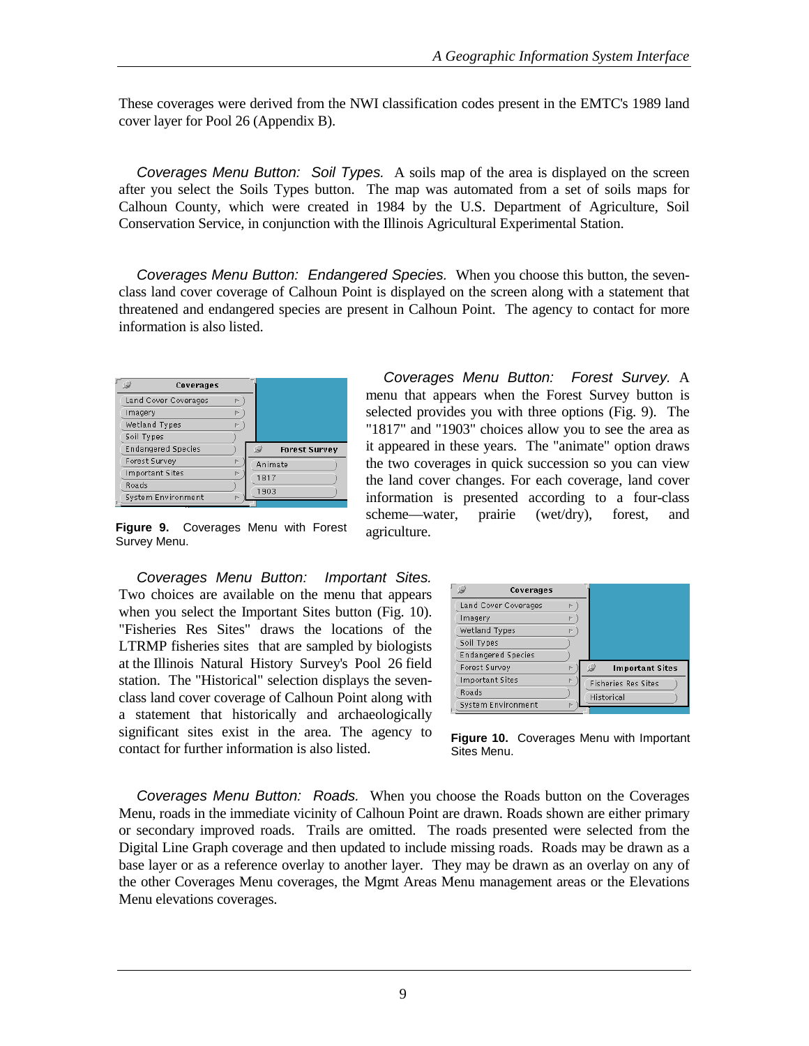These coverages were derived from the NWI classification codes present in the EMTC's 1989 land cover layer for Pool 26 (Appendix B).

*Coverages Menu Button: Soil Types.* A soils map of the area is displayed on the screen after you select the Soils Types button. The map was automated from a set of soils maps for Calhoun County, which were created in 1984 by the U.S. Department of Agriculture, Soil Conservation Service, in conjunction with the Illinois Agricultural Experimental Station.

*Coverages Menu Button: Endangered Species.* When you choose this button, the seven-class land cover coverage of Calhoun Point is displayed on the screen along with a statement that threatened and endangered species are present in Calhoun Point. The agency to contact for more information is also listed.

*Coverages Menu Button: Forest Survey.* A menu that appears when the Forest Survey button is selected provides you with three options (Fig. 9). The "1817" and "1903" choices allow you to see the area as it appeared in these years. The "animate" option draws the two coverages in quick succession so you can view the land cover changes. For each coverage, land cover information is presented according to a four-class scheme—water, prairie (wet/dry), forest, and agriculture.

**Figure 9.** Coverages Menu with Forest Survey Menu.

*Coverages Menu Button: Important Sites.* Two choices are available on the menu that appears when you select the Important Sites button (Fig. 10). "Fisheries Res Sites" draws the locations of the LTRMP fisheries sites that are sampled by biologists at the Illinois Natural History Survey's Pool 26 field station. The "Historical" selection displays the seven-class land cover coverage of Calhoun Point along with a statement that historically and archaeologically significant sites exist in the area. The agency to contact for further information is also listed.

**Figure 10.** Coverages Menu with Important Sites Menu.

*Coverages Menu Button: Roads.* When you choose the Roads button on the Coverages Menu, roads in the immediate vicinity of Calhoun Point are drawn. Roads shown are either primary or secondary improved roads. Trails are omitted. The roads presented were selected from the Digital Line Graph coverage and then updated to include missing roads. Roads may be drawn as a base layer or as a reference overlay to another layer. They may be drawn as an overlay on any of the other Coverages Menu coverages, the Mgmt Areas Menu management areas or the Elevations Menu elevations coverages.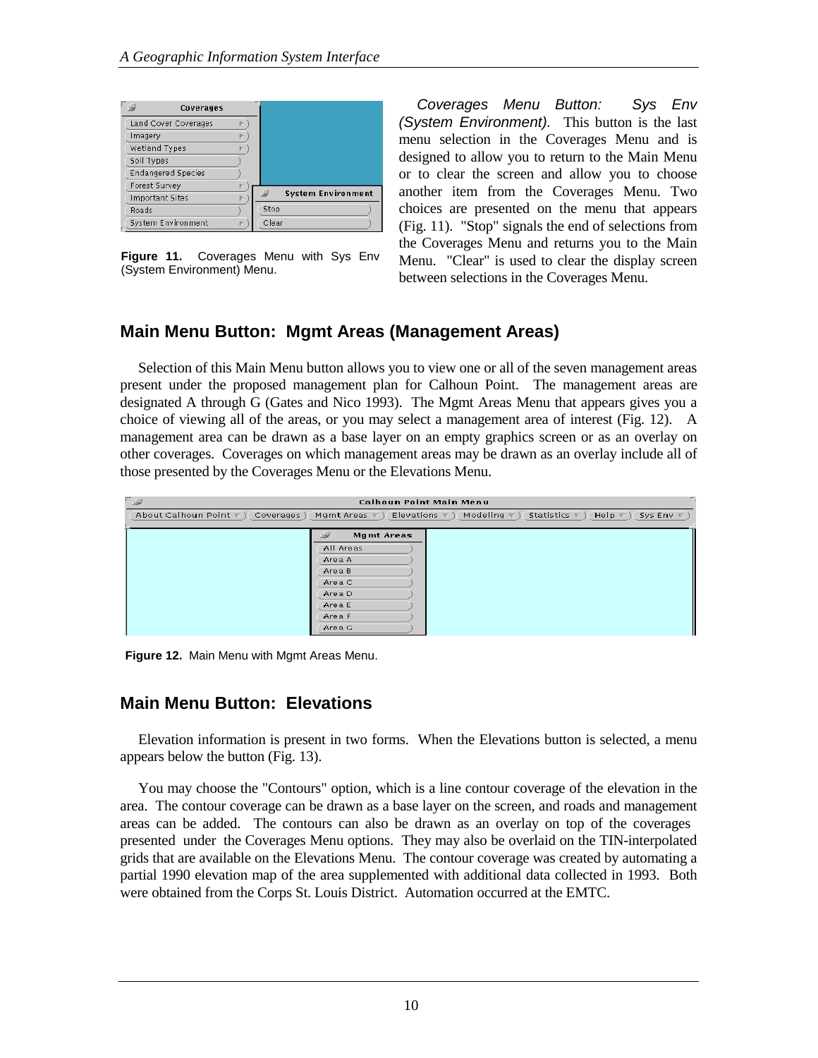Figure 11. Coverages Menu with Sys Env (System Environment) Menu.

*Coverages Menu Button: Sys Env (System Environment).* This button is the last menu selection in the Coverages Menu and is designed to allow you to return to the Main Menu or to clear the screen and allow you to choose another item from the Coverages Menu. Two choices are presented on the menu that appears (Fig. 11). "Stop" signals the end of selections from the Coverages Menu and returns you to the Main Menu. "Clear" is used to clear the display screen between selections in the Coverages Menu.

## Main Menu Button: Mgmt Areas (Management Areas)

Selection of this Main Menu button allows you to view one or all of the seven management areas present under the proposed management plan for Calhoun Point. The management areas are designated A through G (Gates and Nico 1993). The Mgmt Areas Menu that appears gives you a choice of viewing all of the areas, or you may select a management area of interest (Fig. 12). A management area can be drawn as a base layer on an empty graphics screen or as an overlay on other coverages. Coverages on which management areas may be drawn as an overlay include all of those presented by the Coverages Menu or the Elevations Menu.

**Figure 12.** Main Menu with Mgmt Areas Menu.

## Main Menu Button: Elevations

Elevation information is present in two forms. When the Elevations button is selected, a menu appears below the button (Fig. 13).

You may choose the "Contours" option, which is a line contour coverage of the elevation in the area. The contour coverage can be drawn as a base layer on the screen, and roads and management areas can be added. The contours can also be drawn as an overlay on top of the coverages presented under the Coverages Menu options. They may also be overlaid on the TIN-interpolated grids that are available on the Elevations Menu. The contour coverage was created by automating a partial 1990 elevation map of the area supplemented with additional data collected in 1993. Both were obtained from the Corps St. Louis District. Automation occurred at the EMTC.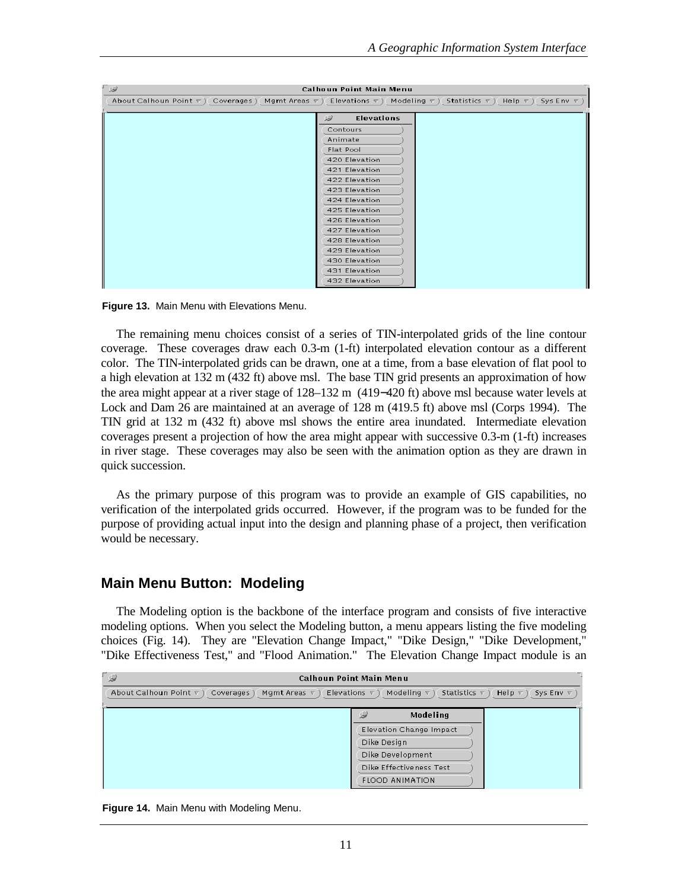Figure 13. Main Menu with Elevations Menu.

The remaining menu choices consist of a series of TIN-interpolated grids of the line contour coverage. These coverages draw each 0.3-m (1-ft) interpolated elevation contour as a different color. The TIN-interpolated grids can be drawn, one at a time, from a base elevation of flat pool to a high elevation at 132 m (432 ft) above msl. The base TIN grid presents an approximation of how the area might appear at a river stage of 128–132 m (419–420 ft) above msl because water levels at Lock and Dam 26 are maintained at an average of 128 m (419.5 ft) above msl (Corps 1994). The TIN grid at 132 m (432 ft) above msl shows the entire area inundated. Intermediate elevation coverages present a projection of how the area might appear with successive 0.3-m (1-ft) increases in river stage. These coverages may also be seen with the animation option as they are drawn in quick succession.

As the primary purpose of this program was to provide an example of GIS capabilities, no verification of the interpolated grids occurred. However, if the program was to be funded for the purpose of providing actual input into the design and planning phase of a project, then verification would be necessary.

## Main Menu Button: Modeling

The Modeling option is the backbone of the interface program and consists of five interactive modeling options. When you select the Modeling button, a menu appears listing the five modeling choices (Fig. 14). They are "Elevation Change Impact," "Dike Design," "Dike Development," "Dike Effectiveness Test," and "Flood Animation." The Elevation Change Impact module is an

Figure 14. Main Menu with Modeling Menu.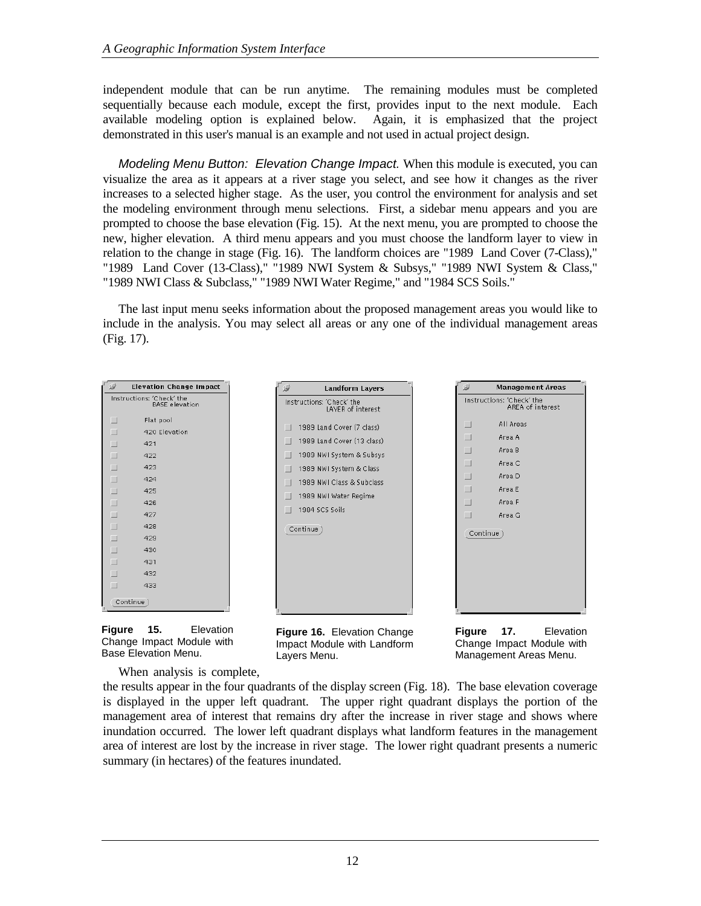independent module that can be run anytime. The remaining modules must be completed sequentially because each module, except the first, provides input to the next module. Each available modeling option is explained below. Again, it is emphasized that the project demonstrated in this user's manual is an example and not used in actual project design.

*Modeling Menu Button: Elevation Change Impact.* When this module is executed, you can visualize the area as it appears at a river stage you select, and see how it changes as the river increases to a selected higher stage. As the user, you control the environment for analysis and set the modeling environment through menu selections. First, a sidebar menu appears and you are prompted to choose the base elevation (Fig. 15). At the next menu, you are prompted to choose the new, higher elevation. A third menu appears and you must choose the landform layer to view in relation to the change in stage (Fig. 16). The landform choices are "1989 Land Cover (7-Class)," "1989 Land Cover (13-Class)," "1989 NWI System & Subsys," "1989 NWI System & Class," "1989 NWI Class & Subclass," "1989 NWI Water Regime," and "1984 SCS Soils."

The last input menu seeks information about the proposed management areas you would like to include in the analysis. You may select all areas or any one of the individual management areas (Fig. 17).

**Elevation Change Impact**

Instructions: 'Check' the BASE elevation

- Flat pool
- 420 Elevation
- 421
- 422
- 423
- 424
- 425
- 426
- 427
- 428
- 429
- 430
- 431
- 432
- 433

Continue

**Figure 15.** Elevation Change Impact Module with Base Elevation Menu.

**Landform Layers**

Instructions: 'Check' the LAYER of interest

- 1989 Land Cover (7 class)
- 1989 Land Cover (13 class)
- 1989 NWI System & Subsys
- 1989 NWI System & Class
- 1989 NWI Class & Subclass
- 1989 NWI Water Regime
- 1984 SCS Soils

Continue

**Figure 16.** Elevation Change Impact Module with Landform Layers Menu.

**Management Areas**

Instructions: 'Check' the AREA of interest

- All Areas
- Area A
- Area B
- Area C
- Area D
- Area E
- Area F
- Area G

Continue

**Figure 17.** Elevation Change Impact Module with Management Areas Menu.

When analysis is complete, the results appear in the four quadrants of the display screen (Fig. 18). The base elevation coverage is displayed in the upper left quadrant. The upper right quadrant displays the portion of the management area of interest that remains dry after the increase in river stage and shows where inundation occurred. The lower left quadrant displays what landform features in the management area of interest are lost by the increase in river stage. The lower right quadrant presents a numeric summary (in hectares) of the features inundated.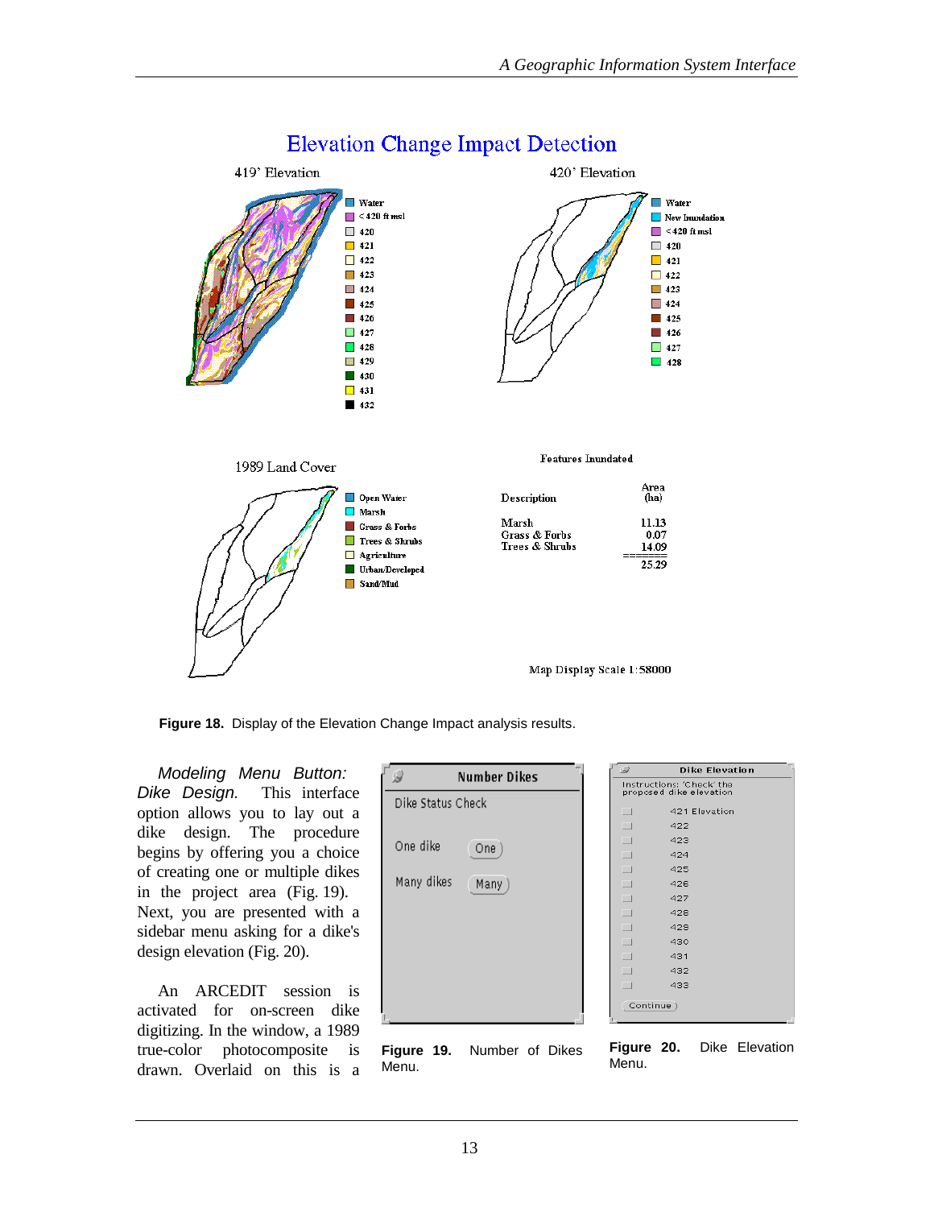## Elevation Change Impact Detection

419' Elevation

- Water
- < 420 ft msl
- 420
- 421
- 422
- 423
- 424
- 425
- 426
- 427
- 428
- 429
- 430
- 431
- 432

420' Elevation

- Water
- New Inundation
- < 420 ft msl
- 420
- 421
- 422
- 423
- 424
- 425
- 426
- 427
- 428

1989 Land Cover

- Open Water
- Marsh
- Grass & Forbs
- Trees & Shrubs
- Agriculture
- Urban/Developed
- Sand/Mud

Features Inundated

| Description | Area (ha) |
|---|---|
| Marsh | 11.13 |
| Grass & Forbs | 0.07 |
| Trees & Shrubs | 14.09 |
| | 25.29 |

Map Display Scale 1:58000

**Figure 18.** Display of the Elevation Change Impact analysis results.

*Modeling Menu Button: Dike Design.* This interface option allows you to lay out a dike design. The procedure begins by offering you a choice of creating one or multiple dikes in the project area (Fig. 19). Next, you are presented with a sidebar menu asking for a dike's design elevation (Fig. 20).

An ARCEDIT session is activated for on-screen dike digitizing. In the window, a 1989 true-color photocomposite is drawn. Overlaid on this is a

**Number Dikes**

Dike Status Check

One dike (One)

Many dikes (Many)

**Figure 19.** Number of Dikes Menu.

**Dike Elevation**

Instructions: 'Check' the proposed dike elevation

- 421 Elevation
- 422
- 423
- 424
- 425
- 426
- 427
- 428
- 429
- 430
- 431
- 432
- 433

(Continue)

**Figure 20.** Dike Elevation Menu.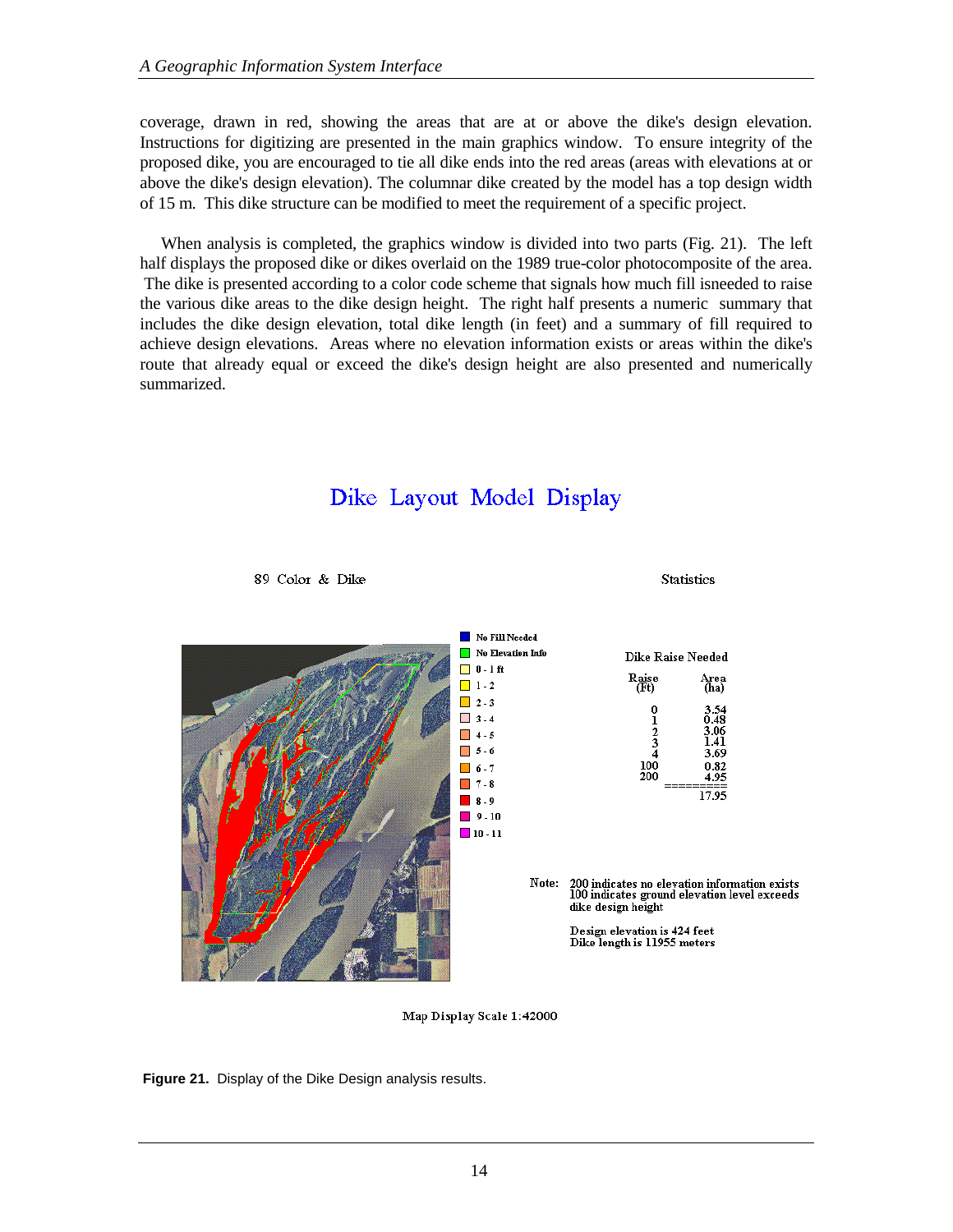coverage, drawn in red, showing the areas that are at or above the dike's design elevation. Instructions for digitizing are presented in the main graphics window. To ensure integrity of the proposed dike, you are encouraged to tie all dike ends into the red areas (areas with elevations at or above the dike's design elevation). The columnar dike created by the model has a top design width of 15 m. This dike structure can be modified to meet the requirement of a specific project.

When analysis is completed, the graphics window is divided into two parts (Fig. 21). The left half displays the proposed dike or dikes overlaid on the 1989 true-color photocomposite of the area. The dike is presented according to a color code scheme that signals how much fill isneeded to raise the various dike areas to the dike design height. The right half presents a numeric summary that includes the dike design elevation, total dike length (in feet) and a summary of fill required to achieve design elevations. Areas where no elevation information exists or areas within the dike's route that already equal or exceed the dike's design height are also presented and numerically summarized.

Dike Layout Model Display

89 Color & Dike

Statistics

No Fill Needed
No Elevation Info
0 - 1 ft
1 - 2
2 - 3
3 - 4
4 - 5
5 - 6
6 - 7
7 - 8
8 - 9
9 - 10
10 - 11

Dike Raise Needed

| Raise (Ft) | Area (ha) |
|---|---|
| 0 | 3.54 |
| 1 | 0.48 |
| 2 | 3.06 |
| 3 | 1.41 |
| 4 | 3.69 |
| 100 | 0.82 |
| 200 | 4.95 |
| | 17.95 |

Note: 200 indicates no elevation information exists
100 indicates ground elevation level exceeds dike design height

Design elevation is 424 feet
Dike length is 11955 meters

Map Display Scale 1:42000

**Figure 21.** Display of the Dike Design analysis results.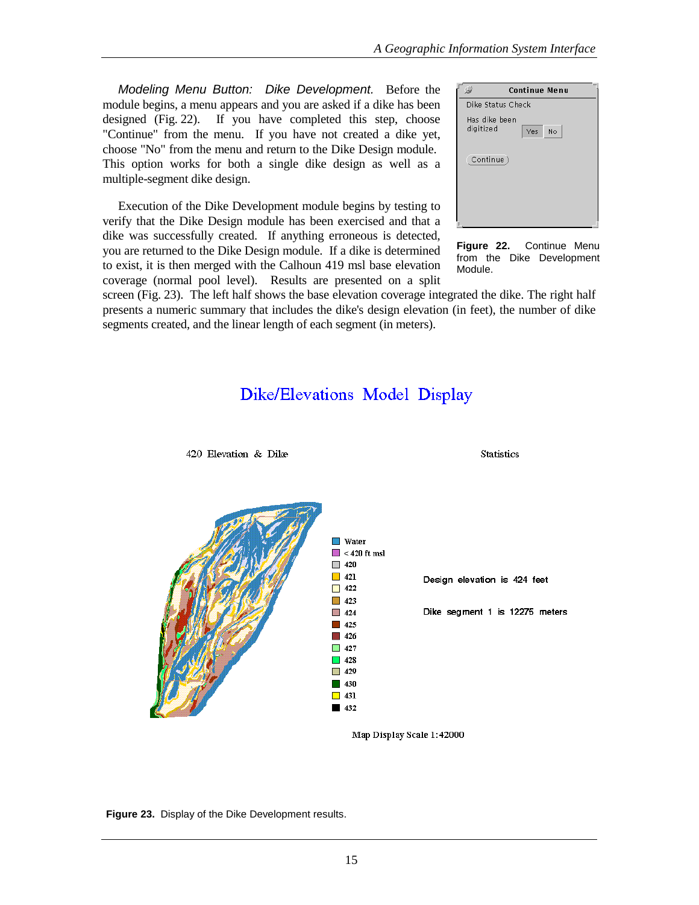*Modeling Menu Button: Dike Development.* Before the module begins, a menu appears and you are asked if a dike has been designed (Fig. 22). If you have completed this step, choose "Continue" from the menu. If you have not created a dike yet, choose "No" from the menu and return to the Dike Design module. This option works for both a single dike design as well as a multiple-segment dike design.

Continue Menu

Dike Status Check

Has dike been digitized Yes No

Continue

**Figure 22.** Continue Menu from the Dike Development Module.

Execution of the Dike Development module begins by testing to verify that the Dike Design module has been exercised and that a dike was successfully created. If anything erroneous is detected, you are returned to the Dike Design module. If a dike is determined to exist, it is then merged with the Calhoun 419 msl base elevation coverage (normal pool level). Results are presented on a split screen (Fig. 23). The left half shows the base elevation coverage integrated the dike. The right half presents a numeric summary that includes the dike's design elevation (in feet), the number of dike segments created, and the linear length of each segment (in meters).

Dike/Elevations Model Display

420 Elevation & Dike

Statistics

Water
< 420 ft msl
420
421
422
423
424
425
426
427
428
429
430
431
432

Design elevation is 424 feet

Dike segment 1 is 12275 meters

Map Display Scale 1:42000

**Figure 23.** Display of the Dike Development results.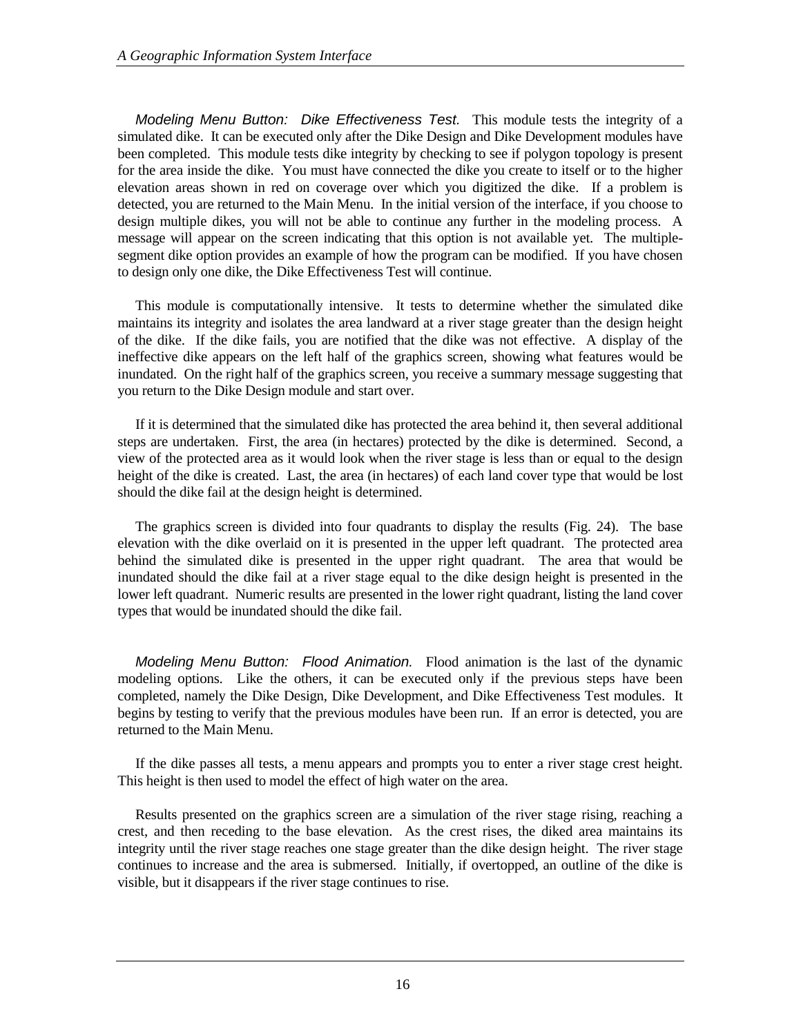*Modeling Menu Button: Dike Effectiveness Test.* This module tests the integrity of a simulated dike. It can be executed only after the Dike Design and Dike Development modules have been completed. This module tests dike integrity by checking to see if polygon topology is present for the area inside the dike. You must have connected the dike you create to itself or to the higher elevation areas shown in red on coverage over which you digitized the dike. If a problem is detected, you are returned to the Main Menu. In the initial version of the interface, if you choose to design multiple dikes, you will not be able to continue any further in the modeling process. A message will appear on the screen indicating that this option is not available yet. The multiple-segment dike option provides an example of how the program can be modified. If you have chosen to design only one dike, the Dike Effectiveness Test will continue.

This module is computationally intensive. It tests to determine whether the simulated dike maintains its integrity and isolates the area landward at a river stage greater than the design height of the dike. If the dike fails, you are notified that the dike was not effective. A display of the ineffective dike appears on the left half of the graphics screen, showing what features would be inundated. On the right half of the graphics screen, you receive a summary message suggesting that you return to the Dike Design module and start over.

If it is determined that the simulated dike has protected the area behind it, then several additional steps are undertaken. First, the area (in hectares) protected by the dike is determined. Second, a view of the protected area as it would look when the river stage is less than or equal to the design height of the dike is created. Last, the area (in hectares) of each land cover type that would be lost should the dike fail at the design height is determined.

The graphics screen is divided into four quadrants to display the results (Fig. 24). The base elevation with the dike overlaid on it is presented in the upper left quadrant. The protected area behind the simulated dike is presented in the upper right quadrant. The area that would be inundated should the dike fail at a river stage equal to the dike design height is presented in the lower left quadrant. Numeric results are presented in the lower right quadrant, listing the land cover types that would be inundated should the dike fail.

*Modeling Menu Button: Flood Animation.* Flood animation is the last of the dynamic modeling options. Like the others, it can be executed only if the previous steps have been completed, namely the Dike Design, Dike Development, and Dike Effectiveness Test modules. It begins by testing to verify that the previous modules have been run. If an error is detected, you are returned to the Main Menu.

If the dike passes all tests, a menu appears and prompts you to enter a river stage crest height. This height is then used to model the effect of high water on the area.

Results presented on the graphics screen are a simulation of the river stage rising, reaching a crest, and then receding to the base elevation. As the crest rises, the diked area maintains its integrity until the river stage reaches one stage greater than the dike design height. The river stage continues to increase and the area is submersed. Initially, if overtopped, an outline of the dike is visible, but it disappears if the river stage continues to rise.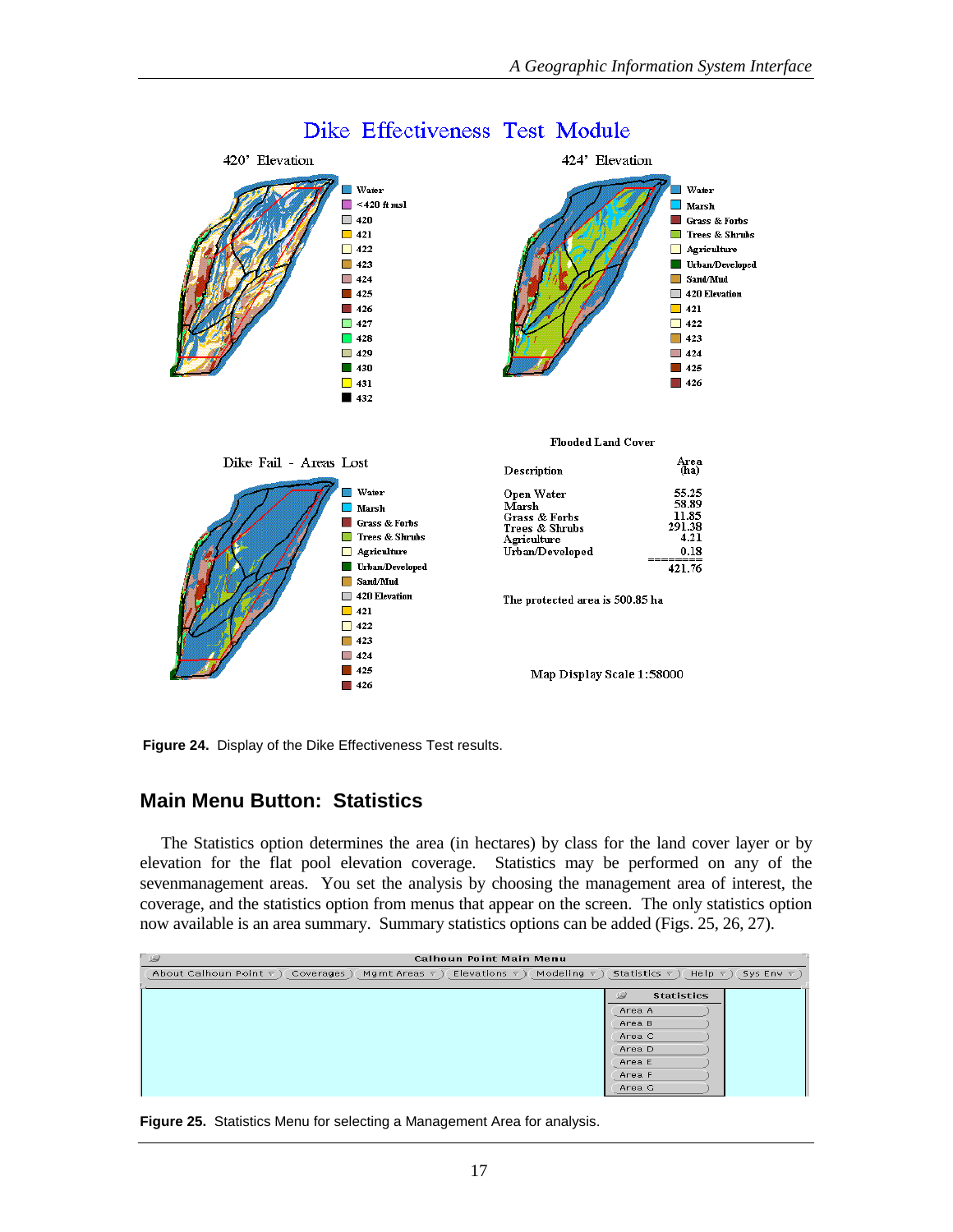# Dike Effectiveness Test Module

420' Elevation

424' Elevation

Dike Fail - Areas Lost

**Flooded Land Cover**

| Description | Area (ha) |
|---|---|
| Open Water | 55.25 |
| Marsh | 58.89 |
| Grass & Forbs | 11.85 |
| Trees & Shrubs | 291.38 |
| Agriculture | 4.21 |
| Urban/Developed | 0.18 |
| | ======== |
| | 421.76 |

The protected area is 500.85 ha

Map Display Scale 1:58000

**Figure 24.** Display of the Dike Effectiveness Test results.

## Main Menu Button: Statistics

The Statistics option determines the area (in hectares) by class for the land cover layer or by elevation for the flat pool elevation coverage. Statistics may be performed on any of the sevenmanagement areas. You set the analysis by choosing the management area of interest, the coverage, and the statistics option from menus that appear on the screen. The only statistics option now available is an area summary. Summary statistics options can be added (Figs. 25, 26, 27).

Calhoun Point Main Menu

About Calhoun Point | Coverages | Mgmt Areas | Elevations | Modeling | Statistics | Help | Sys Env

Statistics: Area A, Area B, Area C, Area D, Area E, Area F, Area G

**Figure 25.** Statistics Menu for selecting a Management Area for analysis.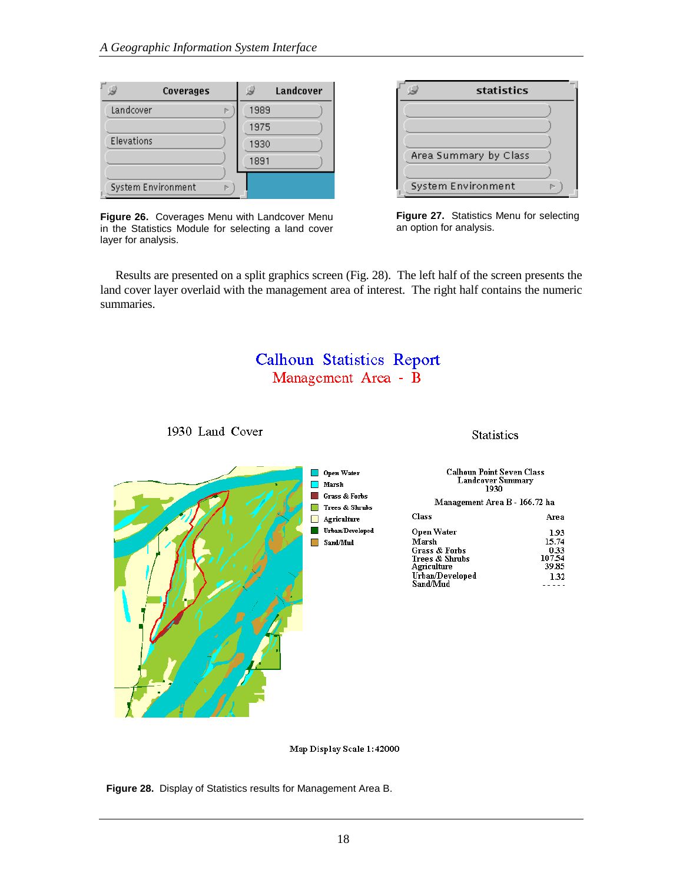Figure 26. Coverages Menu with Landcover Menu in the Statistics Module for selecting a land cover layer for analysis.

Figure 27. Statistics Menu for selecting an option for analysis.

Results are presented on a split graphics screen (Fig. 28). The left half of the screen presents the land cover layer overlaid with the management area of interest. The right half contains the numeric summaries.

Calhoun Statistics Report
Management Area - B

1930 Land Cover

Statistics

Calhoun Point Seven Class
Landcover Summary
1930

Management Area B - 166.72 ha

| Class | Area |
|---|---|
| Open Water | 1.93 |
| Marsh | 15.74 |
| Grass & Forbs | 0.33 |
| Trees & Shrubs | 107.54 |
| Agriculture | 39.85 |
| Urban/Developed | 1.32 |
| Sand/Mud | ----- |

Map Display Scale 1:42000

**Figure 28.** Display of Statistics results for Management Area B.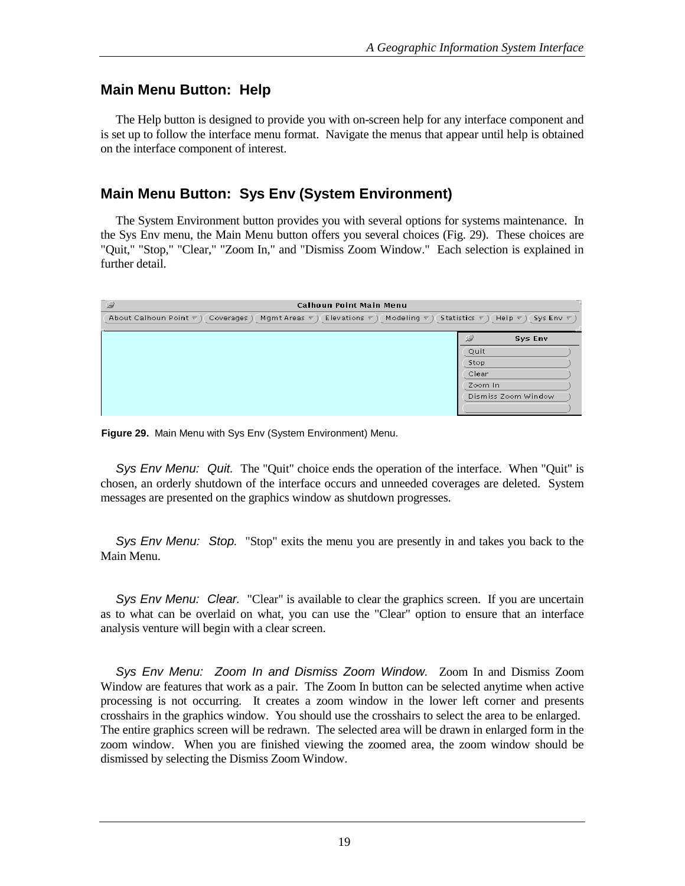## Main Menu Button: Help

The Help button is designed to provide you with on-screen help for any interface component and is set up to follow the interface menu format. Navigate the menus that appear until help is obtained on the interface component of interest.

## Main Menu Button: Sys Env (System Environment)

The System Environment button provides you with several options for systems maintenance. In the Sys Env menu, the Main Menu button offers you several choices (Fig. 29). These choices are "Quit," "Stop," "Clear," "Zoom In," and "Dismiss Zoom Window." Each selection is explained in further detail.

**Figure 29.** Main Menu with Sys Env (System Environment) Menu.

*Sys Env Menu: Quit.* The "Quit" choice ends the operation of the interface. When "Quit" is chosen, an orderly shutdown of the interface occurs and unneeded coverages are deleted. System messages are presented on the graphics window as shutdown progresses.

*Sys Env Menu: Stop.* "Stop" exits the menu you are presently in and takes you back to the Main Menu.

*Sys Env Menu: Clear.* "Clear" is available to clear the graphics screen. If you are uncertain as to what can be overlaid on what, you can use the "Clear" option to ensure that an interface analysis venture will begin with a clear screen.

*Sys Env Menu: Zoom In and Dismiss Zoom Window.* Zoom In and Dismiss Zoom Window are features that work as a pair. The Zoom In button can be selected anytime when active processing is not occurring. It creates a zoom window in the lower left corner and presents crosshairs in the graphics window. You should use the crosshairs to select the area to be enlarged. The entire graphics screen will be redrawn. The selected area will be drawn in enlarged form in the zoom window. When you are finished viewing the zoomed area, the zoom window should be dismissed by selecting the Dismiss Zoom Window.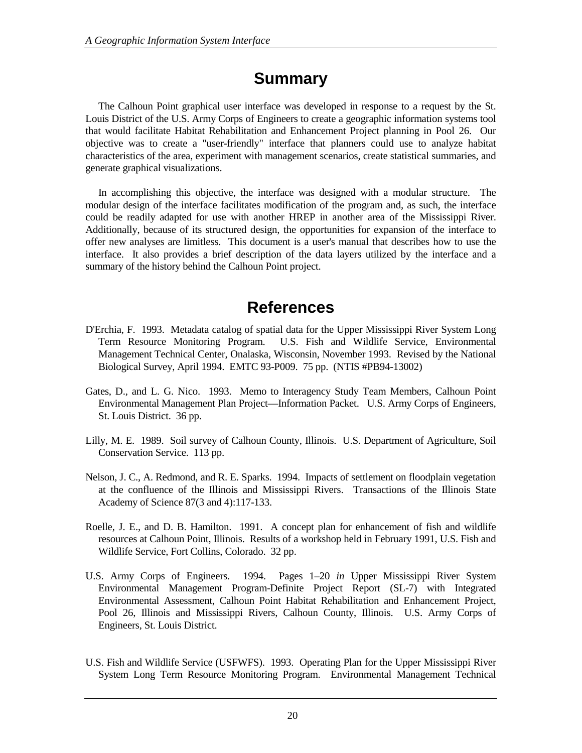# Summary

The Calhoun Point graphical user interface was developed in response to a request by the St. Louis District of the U.S. Army Corps of Engineers to create a geographic information systems tool that would facilitate Habitat Rehabilitation and Enhancement Project planning in Pool 26. Our objective was to create a "user-friendly" interface that planners could use to analyze habitat characteristics of the area, experiment with management scenarios, create statistical summaries, and generate graphical visualizations.

In accomplishing this objective, the interface was designed with a modular structure. The modular design of the interface facilitates modification of the program and, as such, the interface could be readily adapted for use with another HREP in another area of the Mississippi River. Additionally, because of its structured design, the opportunities for expansion of the interface to offer new analyses are limitless. This document is a user's manual that describes how to use the interface. It also provides a brief description of the data layers utilized by the interface and a summary of the history behind the Calhoun Point project.

# References

D'Erchia, F. 1993. Metadata catalog of spatial data for the Upper Mississippi River System Long Term Resource Monitoring Program. U.S. Fish and Wildlife Service, Environmental Management Technical Center, Onalaska, Wisconsin, November 1993. Revised by the National Biological Survey, April 1994. EMTC 93-P009. 75 pp. (NTIS #PB94-13002)

Gates, D., and L. G. Nico. 1993. Memo to Interagency Study Team Members, Calhoun Point Environmental Management Plan Project—Information Packet. U.S. Army Corps of Engineers, St. Louis District. 36 pp.

Lilly, M. E. 1989. Soil survey of Calhoun County, Illinois. U.S. Department of Agriculture, Soil Conservation Service. 113 pp.

Nelson, J. C., A. Redmond, and R. E. Sparks. 1994. Impacts of settlement on floodplain vegetation at the confluence of the Illinois and Mississippi Rivers. Transactions of the Illinois State Academy of Science 87(3 and 4):117-133.

Roelle, J. E., and D. B. Hamilton. 1991. A concept plan for enhancement of fish and wildlife resources at Calhoun Point, Illinois. Results of a workshop held in February 1991, U.S. Fish and Wildlife Service, Fort Collins, Colorado. 32 pp.

U.S. Army Corps of Engineers. 1994. Pages 1–20 *in* Upper Mississippi River System Environmental Management Program-Definite Project Report (SL-7) with Integrated Environmental Assessment, Calhoun Point Habitat Rehabilitation and Enhancement Project, Pool 26, Illinois and Mississippi Rivers, Calhoun County, Illinois. U.S. Army Corps of Engineers, St. Louis District.

U.S. Fish and Wildlife Service (USFWFS). 1993. Operating Plan for the Upper Mississippi River System Long Term Resource Monitoring Program. Environmental Management Technical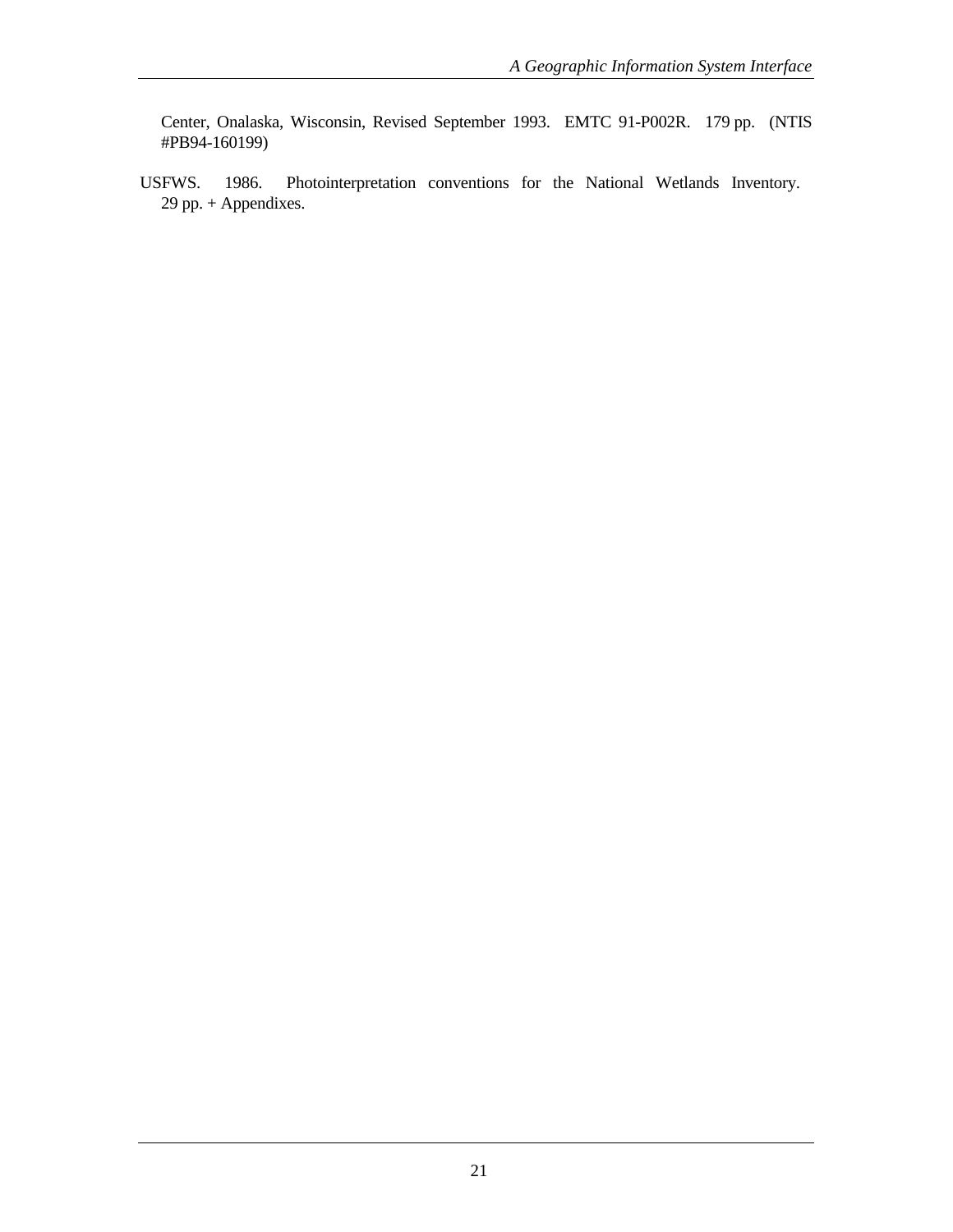Center, Onalaska, Wisconsin, Revised September 1993. EMTC 91-P002R. 179 pp. (NTIS #PB94-160199)

USFWS. 1986. Photointerpretation conventions for the National Wetlands Inventory. 29 pp. + Appendixes.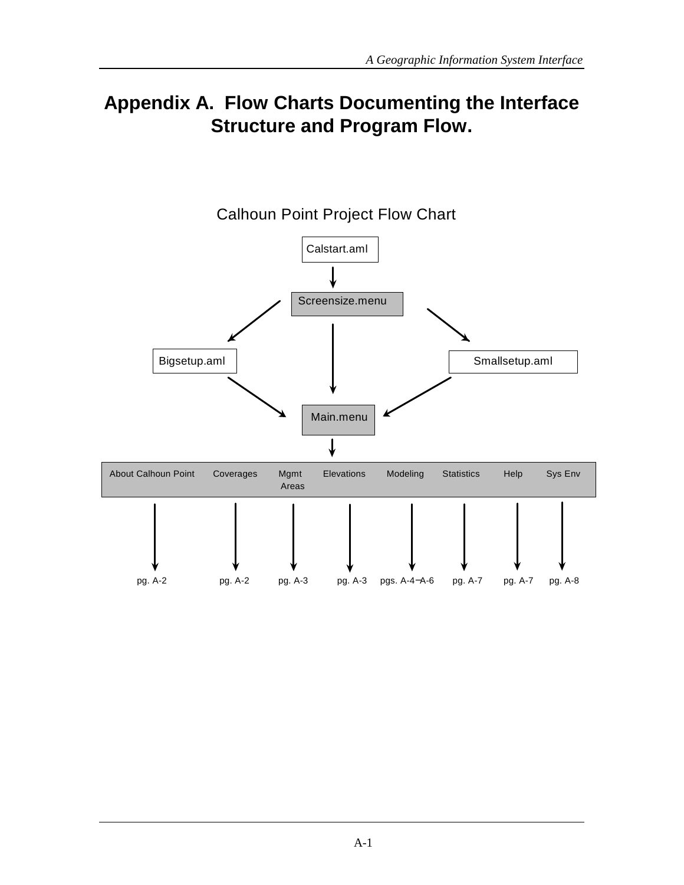# Appendix A. Flow Charts Documenting the Interface Structure and Program Flow.

Calhoun Point Project Flow Chart

Calstart.aml

Screensize.menu

Bigsetup.aml

Smallsetup.aml

Main.menu

| About Calhoun Point | Coverages | Mgmt Areas | Elevations | Modeling | Statistics | Help | Sys Env |
|---|---|---|---|---|---|---|---|
| pg. A-2 | pg. A-2 | pg. A-3 | pg. A-3 | pgs. A-4–A-6 | pg. A-7 | pg. A-7 | pg. A-8 |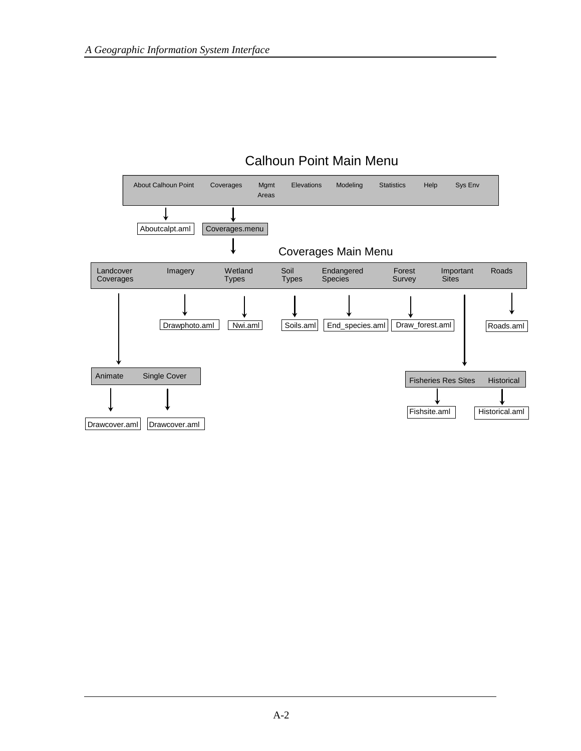## Calhoun Point Main Menu

About Calhoun Point | Coverages | Mgmt Areas | Elevations | Modeling | Statistics | Help | Sys Env

- About Calhoun Point → Aboutcalpt.aml
- Coverages → Coverages.menu

## Coverages Main Menu

Landcover Coverages | Imagery | Wetland Types | Soil Types | Endangered Species | Forest Survey | Important Sites | Roads

- Landcover Coverages → Animate | Single Cover
  - Animate → Drawcover.aml
  - Single Cover → Drawcover.aml
- Imagery → Drawphoto.aml
- Wetland Types → Nwi.aml
- Soil Types → Soils.aml
- Endangered Species → End_species.aml
- Forest Survey → Draw_forest.aml
- Important Sites → Fisheries Res Sites | Historical
  - Fisheries Res Sites → Fishsite.aml
  - Historical → Historical.aml
- Roads → Roads.aml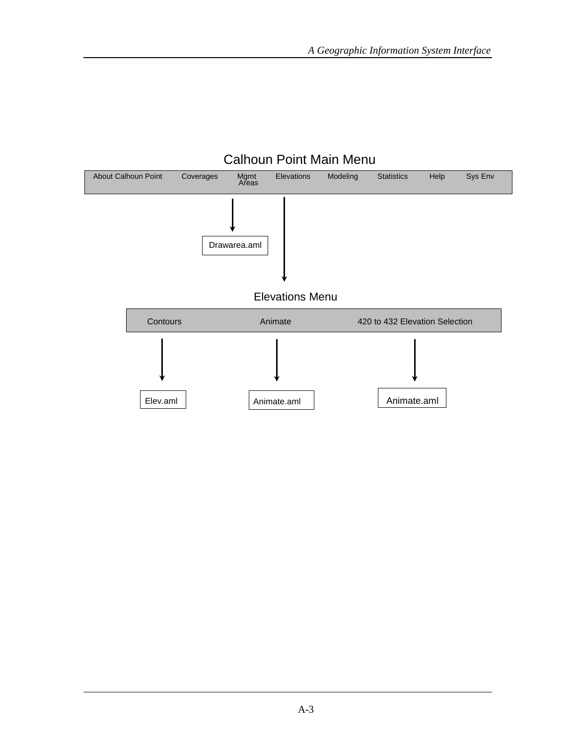## Calhoun Point Main Menu

| About Calhoun Point | Coverages | Mgmt Areas | Elevations | Modeling | Statistics | Help | Sys Env |
|---|---|---|---|---|---|---|---|

Mgmt Areas → Drawarea.aml

Elevations → Elevations Menu

## Elevations Menu

| Contours | Animate | 420 to 432 Elevation Selection |
|---|---|---|
| Elev.aml | Animate.aml | Animate.aml |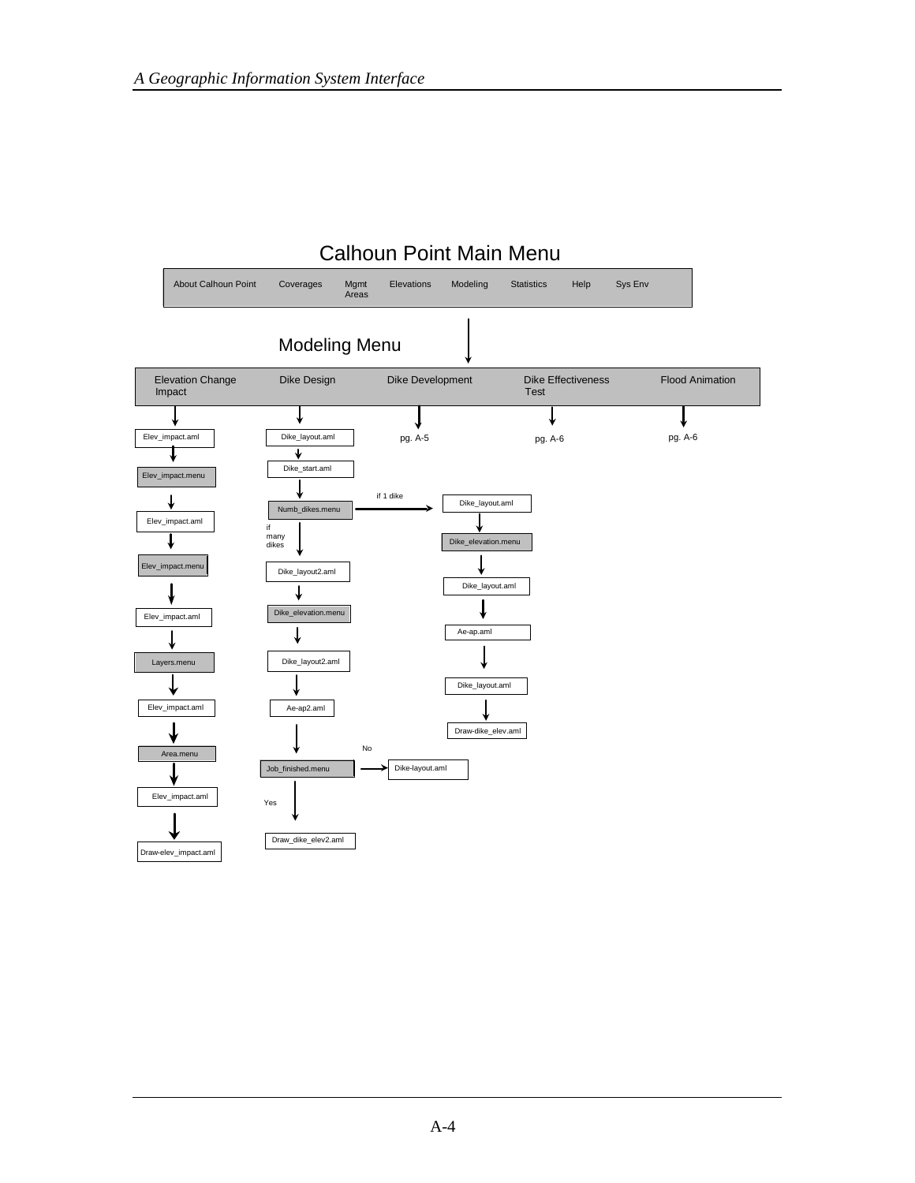## Calhoun Point Main Menu

About Calhoun Point | Coverages | Mgmt Areas | Elevations | Modeling | Statistics | Help | Sys Env

## Modeling Menu

Elevation Change Impact | Dike Design | Dike Development | Dike Effectiveness Test | Flood Animation

**Elevation Change Impact:**

Elev_impact.aml → Elev_impact.menu → Elev_impact.aml → Elev_impact.menu → Elev_impact.aml → Layers.menu → Elev_impact.aml → Area.menu → Elev_impact.aml → Draw-elev_impact.aml

**Dike Design:**

Dike_layout.aml → Dike_start.aml → Numb_dikes.menu

- if 1 dike → Dike_layout.aml → Dike_elevation.menu → Dike_layout.aml → Ae-ap.aml → Dike_layout.aml → Draw-dike_elev.aml
- if many dikes → Dike_layout2.aml → Dike_elevation.menu → Dike_layout2.aml → Ae-ap2.aml → Job_finished.menu
  - No → Dike-layout.aml
  - Yes → Draw_dike_elev2.aml

**Dike Development:** pg. A-5

**Dike Effectiveness Test:** pg. A-6

**Flood Animation:** pg. A-6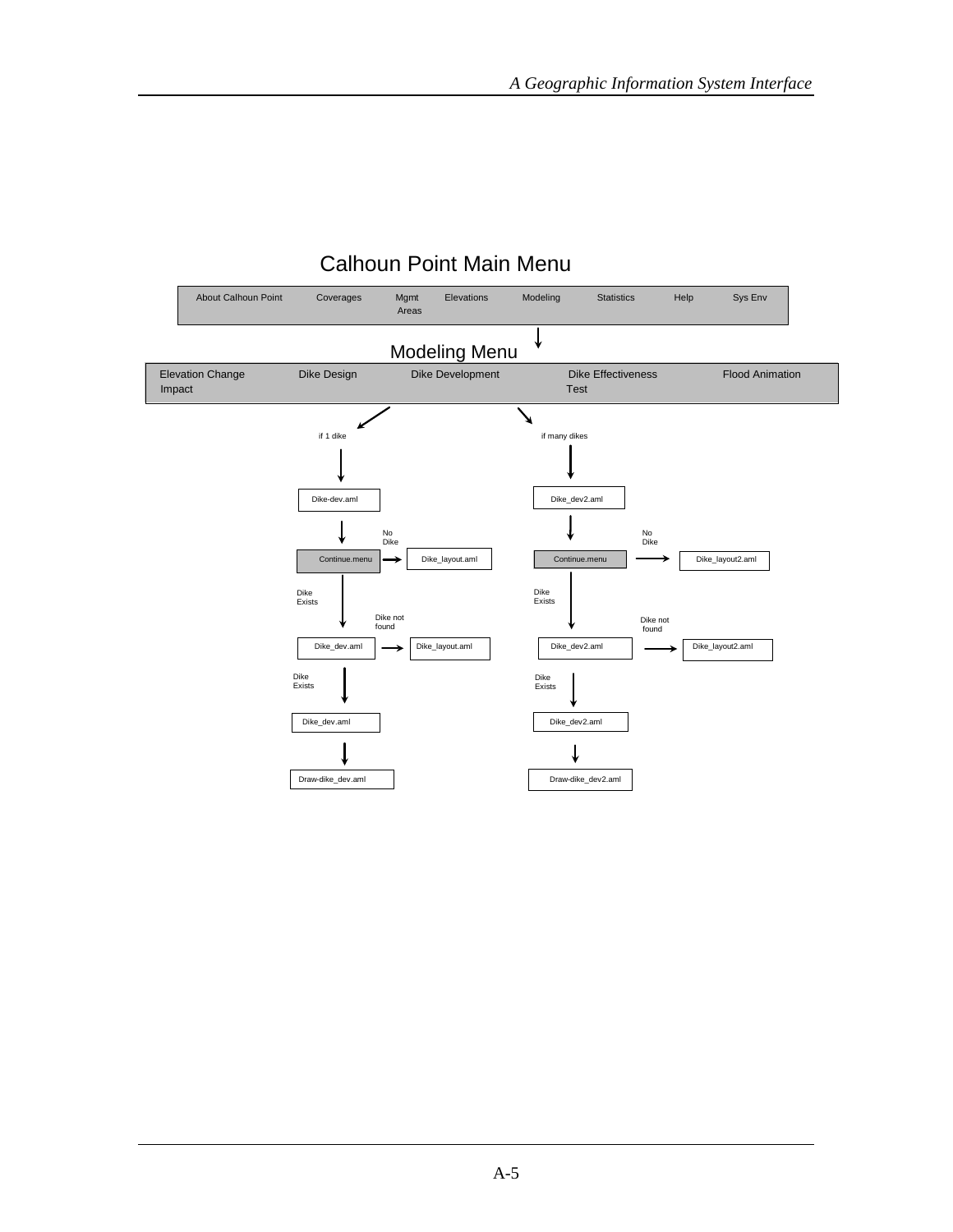# Calhoun Point Main Menu

| About Calhoun Point | Coverages | Mgmt Areas | Elevations | Modeling | Statistics | Help | Sys Env |
|---|---|---|---|---|---|---|---|

## Modeling Menu

| Elevation Change Impact | Dike Design | Dike Development | Dike Effectiveness Test | Flood Animation |
|---|---|---|---|---|

**if 1 dike**

- Dike-dev.aml
- Continue.menu
  - No Dike → Dike_layout.aml
  - Dike Exists → Dike_dev.aml
    - Dike not found → Dike_layout.aml
    - Dike Exists → Dike_dev.aml → Draw-dike_dev.aml

**if many dikes**

- Dike_dev2.aml
- Continue.menu
  - No Dike → Dike_layout2.aml
  - Dike Exists → Dike_dev2.aml
    - Dike not found → Dike_layout2.aml
    - Dike Exists → Dike_dev2.aml → Draw-dike_dev2.aml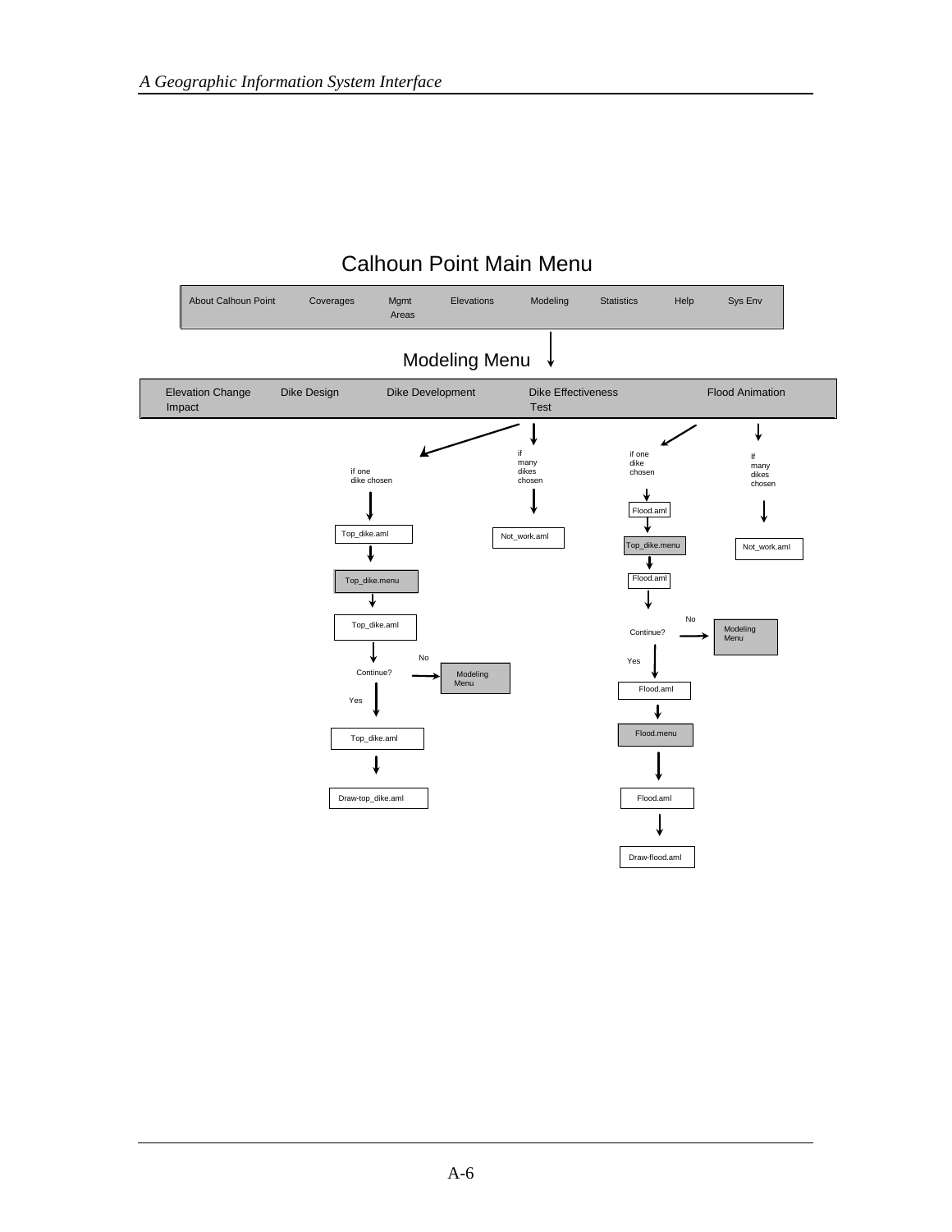# Calhoun Point Main Menu

About Calhoun Point | Coverages | Mgmt Areas | Elevations | Modeling | Statistics | Help | Sys Env

## Modeling Menu

Elevation Change Impact | Dike Design | Dike Development | Dike Effectiveness Test | Flood Animation

**Dike Development:**

- if one dike chosen → Top_dike.aml → Top_dike.menu → Top_dike.aml → Continue?
  - No → Modeling Menu
  - Yes → Top_dike.aml → Draw-top_dike.aml
- if many dikes chosen → Not_work.aml

**Flood Animation:**

- if one dike chosen → Flood.aml → Top_dike.menu → Flood.aml → Continue?
  - No → Modeling Menu
  - Yes → Flood.aml → Flood.menu → Flood.aml → Draw-flood.aml
- If many dikes chosen → Not_work.aml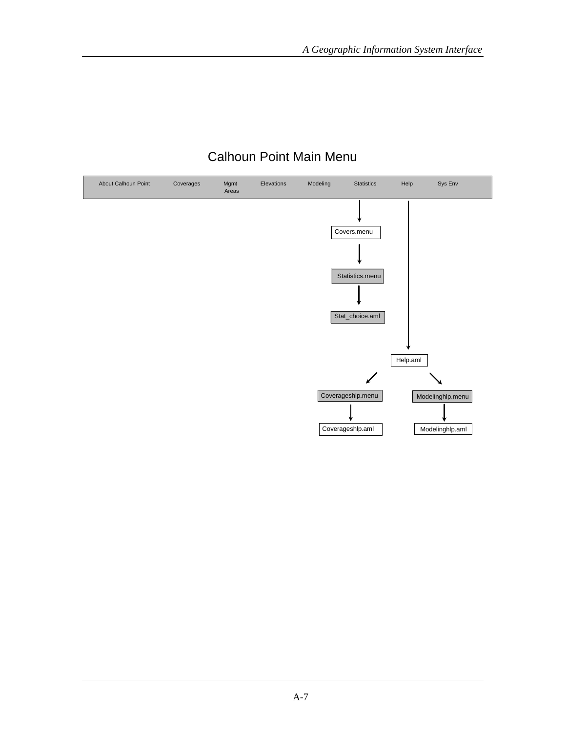# Calhoun Point Main Menu

About Calhoun Point | Coverages | Mgmt Areas | Elevations | Modeling | Statistics | Help | Sys Env

Statistics → Covers.menu → Statistics.menu → Stat_choice.aml

Help → Help.aml

Help.aml → Coverageshlp.menu → Coverageshlp.aml

Help.aml → Modelinghlp.menu → Modelinghlp.aml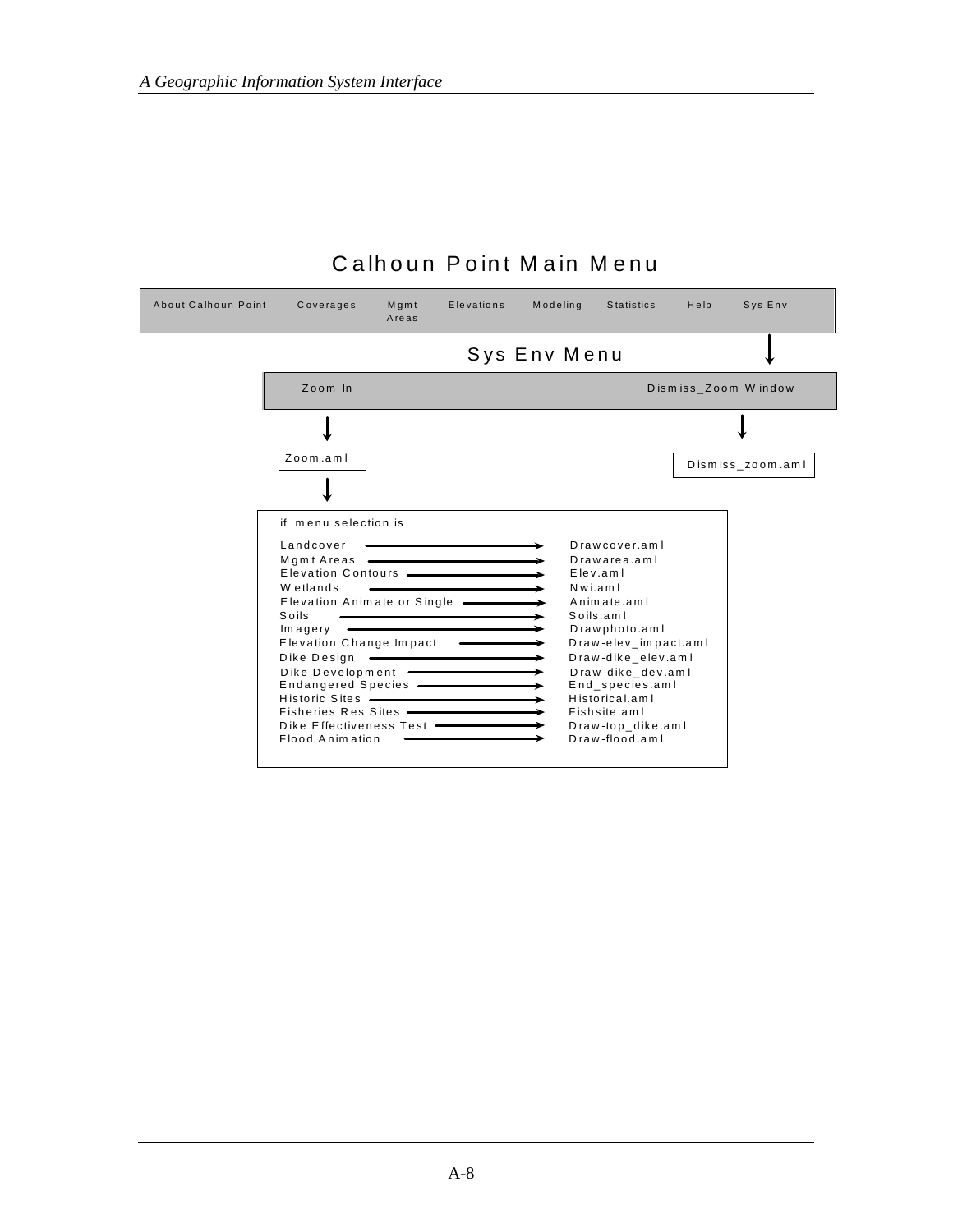# Calhoun Point Main Menu

About Calhoun Point | Coverages | Mgmt Areas | Elevations | Modeling | Statistics | Help | Sys Env

↓ (Sys Env)

## Sys Env Menu

Zoom In | Dismiss_Zoom Window

Zoom In → Zoom.aml

Dismiss_Zoom Window → Dismiss_zoom.aml

Zoom.aml ↓

if menu selection is

| Menu selection | | AML |
|---|---|---|
| Landcover | → | Drawcover.aml |
| Mgmt Areas | → | Drawarea.aml |
| Elevation Contours | → | Elev.aml |
| Wetlands | → | Nwi.aml |
| Elevation Animate or Single | → | Animate.aml |
| Soils | → | Soils.aml |
| Imagery | → | Drawphoto.aml |
| Elevation Change Impact | → | Draw-elev_impact.aml |
| Dike Design | → | Draw-dike_elev.aml |
| Dike Development | → | Draw-dike_dev.aml |
| Endangered Species | → | End_species.aml |
| Historic Sites | → | Historical.aml |
| Fisheries Res Sites | → | Fishsite.aml |
| Dike Effectiveness Test | → | Draw-top_dike.aml |
| Flood Animation | → | Draw-flood.aml |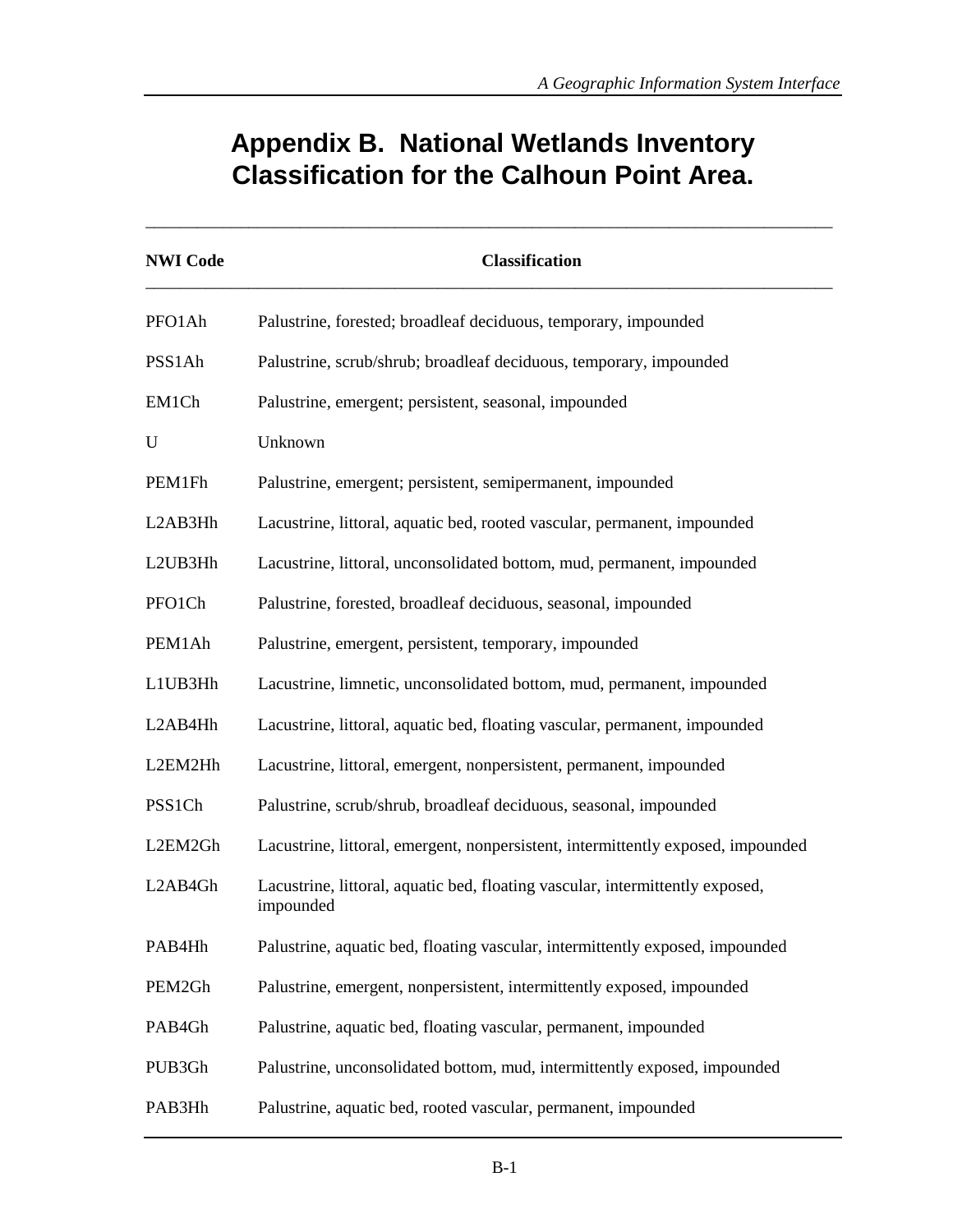# Appendix B. National Wetlands Inventory Classification for the Calhoun Point Area.

| NWI Code | Classification |
|---|---|
| PFO1Ah | Palustrine, forested; broadleaf deciduous, temporary, impounded |
| PSS1Ah | Palustrine, scrub/shrub; broadleaf deciduous, temporary, impounded |
| EM1Ch | Palustrine, emergent; persistent, seasonal, impounded |
| U | Unknown |
| PEM1Fh | Palustrine, emergent; persistent, semipermanent, impounded |
| L2AB3Hh | Lacustrine, littoral, aquatic bed, rooted vascular, permanent, impounded |
| L2UB3Hh | Lacustrine, littoral, unconsolidated bottom, mud, permanent, impounded |
| PFO1Ch | Palustrine, forested, broadleaf deciduous, seasonal, impounded |
| PEM1Ah | Palustrine, emergent, persistent, temporary, impounded |
| L1UB3Hh | Lacustrine, limnetic, unconsolidated bottom, mud, permanent, impounded |
| L2AB4Hh | Lacustrine, littoral, aquatic bed, floating vascular, permanent, impounded |
| L2EM2Hh | Lacustrine, littoral, emergent, nonpersistent, permanent, impounded |
| PSS1Ch | Palustrine, scrub/shrub, broadleaf deciduous, seasonal, impounded |
| L2EM2Gh | Lacustrine, littoral, emergent, nonpersistent, intermittently exposed, impounded |
| L2AB4Gh | Lacustrine, littoral, aquatic bed, floating vascular, intermittently exposed, impounded |
| PAB4Hh | Palustrine, aquatic bed, floating vascular, intermittently exposed, impounded |
| PEM2Gh | Palustrine, emergent, nonpersistent, intermittently exposed, impounded |
| PAB4Gh | Palustrine, aquatic bed, floating vascular, permanent, impounded |
| PUB3Gh | Palustrine, unconsolidated bottom, mud, intermittently exposed, impounded |
| PAB3Hh | Palustrine, aquatic bed, rooted vascular, permanent, impounded |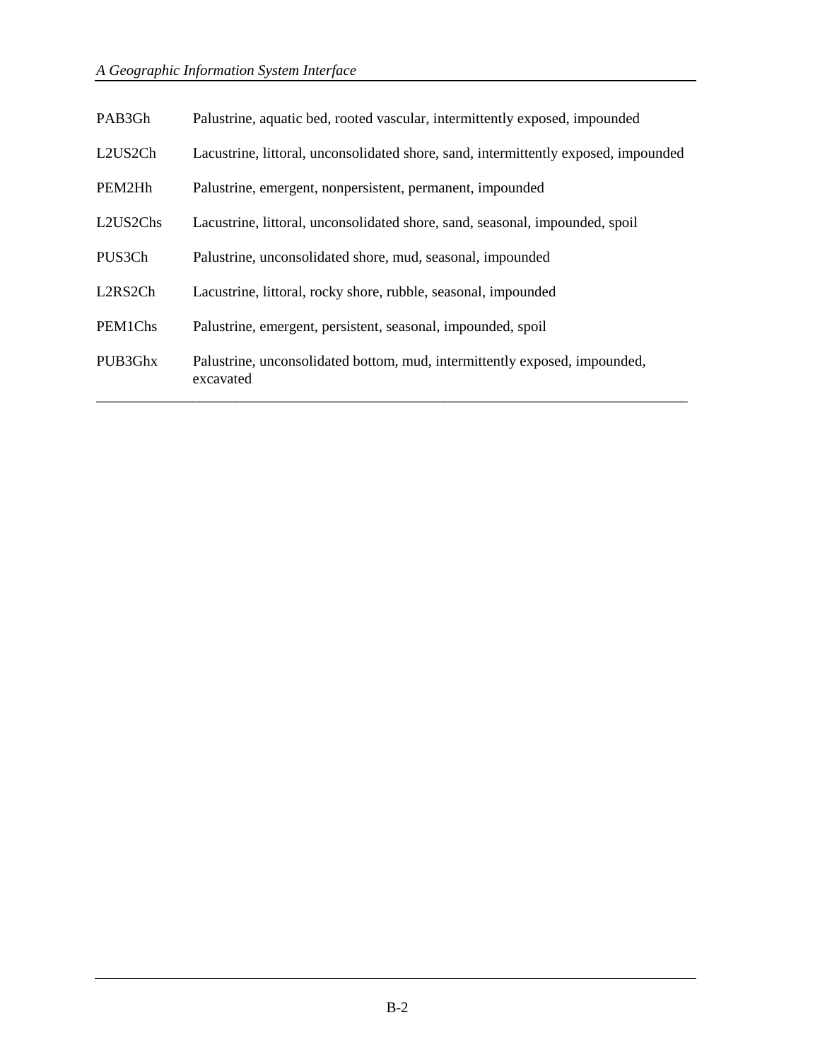| | |
|---|---|
| PAB3Gh | Palustrine, aquatic bed, rooted vascular, intermittently exposed, impounded |
| L2US2Ch | Lacustrine, littoral, unconsolidated shore, sand, intermittently exposed, impounded |
| PEM2Hh | Palustrine, emergent, nonpersistent, permanent, impounded |
| L2US2Chs | Lacustrine, littoral, unconsolidated shore, sand, seasonal, impounded, spoil |
| PUS3Ch | Palustrine, unconsolidated shore, mud, seasonal, impounded |
| L2RS2Ch | Lacustrine, littoral, rocky shore, rubble, seasonal, impounded |
| PEM1Chs | Palustrine, emergent, persistent, seasonal, impounded, spoil |
| PUB3Ghx | Palustrine, unconsolidated bottom, mud, intermittently exposed, impounded, excavated |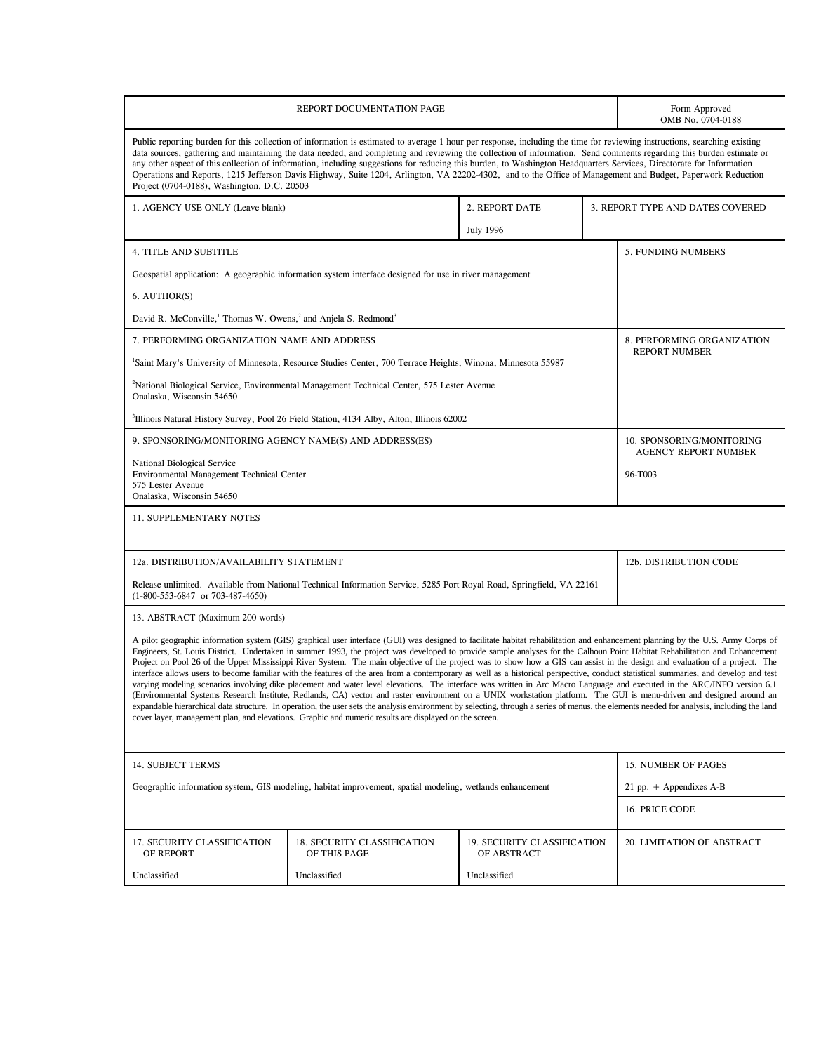# REPORT DOCUMENTATION PAGE

Form Approved
OMB No. 0704-0188

Public reporting burden for this collection of information is estimated to average 1 hour per response, including the time for reviewing instructions, searching existing data sources, gathering and maintaining the data needed, and completing and reviewing the collection of information. Send comments regarding this burden estimate or any other aspect of this collection of information, including suggestions for reducing this burden, to Washington Headquarters Services, Directorate for Information Operations and Reports, 1215 Jefferson Davis Highway, Suite 1204, Arlington, VA 22202-4302, and to the Office of Management and Budget, Paperwork Reduction Project (0704-0188), Washington, D.C. 20503

| 1. AGENCY USE ONLY (Leave blank) | 2. REPORT DATE | 3. REPORT TYPE AND DATES COVERED |
|---|---|---|
| | July 1996 | |

**4. TITLE AND SUBTITLE**

Geospatial application: A geographic information system interface designed for use in river management

**5. FUNDING NUMBERS**

**6. AUTHOR(S)**

David R. McConville,[1] Thomas W. Owens,[2] and Anjela S. Redmond[3]

**7. PERFORMING ORGANIZATION NAME AND ADDRESS**

[1]Saint Mary's University of Minnesota, Resource Studies Center, 700 Terrace Heights, Winona, Minnesota 55987

[2]National Biological Service, Environmental Management Technical Center, 575 Lester Avenue
Onalaska, Wisconsin 54650

[3]Illinois Natural History Survey, Pool 26 Field Station, 4134 Alby, Alton, Illinois 62002

**8. PERFORMING ORGANIZATION REPORT NUMBER**

**9. SPONSORING/MONITORING AGENCY NAME(S) AND ADDRESS(ES)**

National Biological Service
Environmental Management Technical Center
575 Lester Avenue
Onalaska, Wisconsin 54650

**10. SPONSORING/MONITORING AGENCY REPORT NUMBER**

96-T003

**11. SUPPLEMENTARY NOTES**

**12a. DISTRIBUTION/AVAILABILITY STATEMENT**

Release unlimited. Available from National Technical Information Service, 5285 Port Royal Road, Springfield, VA 22161 (1-800-553-6847 or 703-487-4650)

**12b. DISTRIBUTION CODE**

**13. ABSTRACT (Maximum 200 words)**

A pilot geographic information system (GIS) graphical user interface (GUI) was designed to facilitate habitat rehabilitation and enhancement planning by the U.S. Army Corps of Engineers, St. Louis District. Undertaken in summer 1993, the project was developed to provide sample analyses for the Calhoun Point Habitat Rehabilitation and Enhancement Project on Pool 26 of the Upper Mississippi River System. The main objective of the project was to show how a GIS can assist in the design and evaluation of a project. The interface allows users to become familiar with the features of the area from a contemporary as well as a historical perspective, conduct statistical summaries, and develop and test varying modeling scenarios involving dike placement and water level elevations. The interface was written in Arc Macro Language and executed in the ARC/INFO version 6.1 (Environmental Systems Research Institute, Redlands, CA) vector and raster environment on a UNIX workstation platform. The GUI is menu-driven and designed around an expandable hierarchical data structure. In operation, the user sets the analysis environment by selecting, through a series of menus, the elements needed for analysis, including the land cover layer, management plan, and elevations. Graphic and numeric results are displayed on the screen.

**14. SUBJECT TERMS**

Geographic information system, GIS modeling, habitat improvement, spatial modeling, wetlands enhancement

**15. NUMBER OF PAGES**

21 pp. + Appendixes A-B

**16. PRICE CODE**

| 17. SECURITY CLASSIFICATION OF REPORT | 18. SECURITY CLASSIFICATION OF THIS PAGE | 19. SECURITY CLASSIFICATION OF ABSTRACT | 20. LIMITATION OF ABSTRACT |
|---|---|---|---|
| Unclassified | Unclassified | Unclassified | |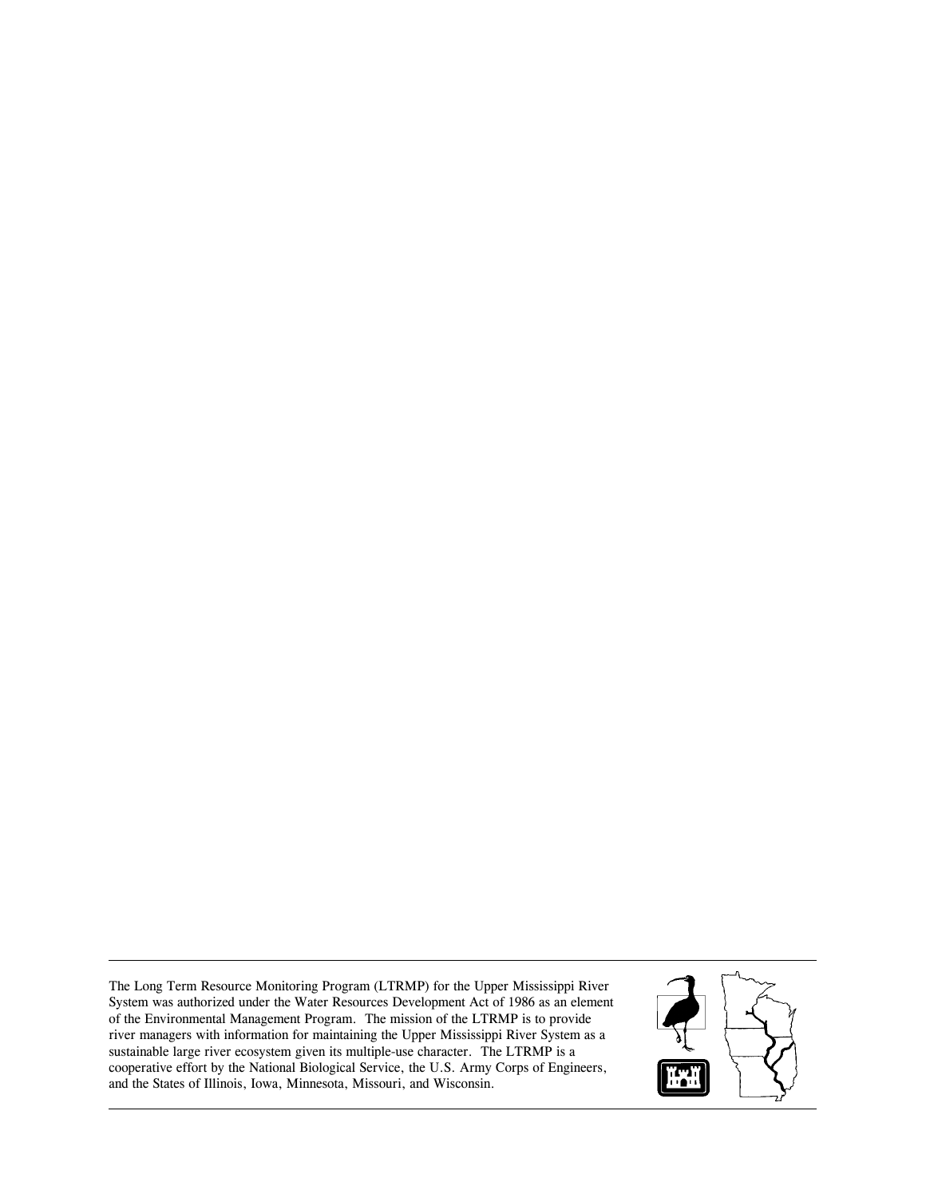The Long Term Resource Monitoring Program (LTRMP) for the Upper Mississippi River System was authorized under the Water Resources Development Act of 1986 as an element of the Environmental Management Program. The mission of the LTRMP is to provide river managers with information for maintaining the Upper Mississippi River System as a sustainable large river ecosystem given its multiple-use character. The LTRMP is a cooperative effort by the National Biological Service, the U.S. Army Corps of Engineers, and the States of Illinois, Iowa, Minnesota, Missouri, and Wisconsin.